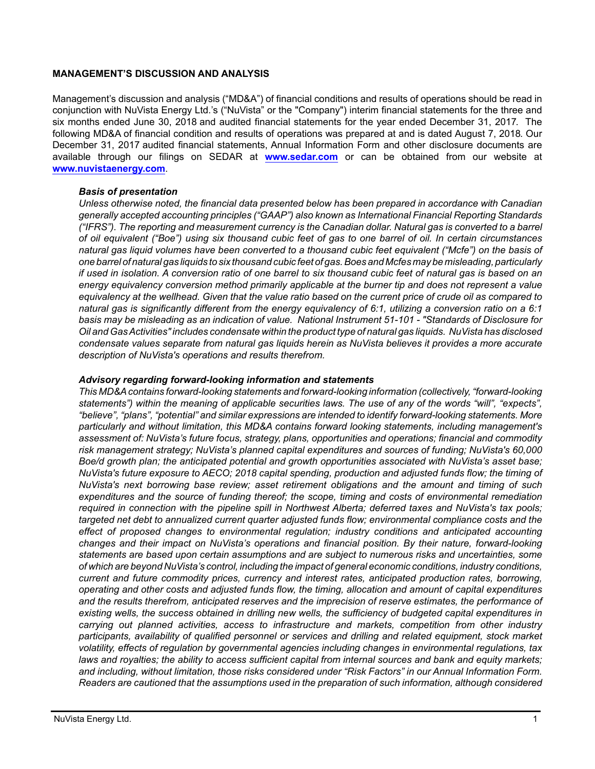## MANAGEMENT'S DISCUSSION AND ANALYSIS

Management's discussion and analysis ("MD&A") of financial conditions and results of operations should be read in conjunction with NuVista Energy Ltd.'s ("NuVista" or the "Company") interim financial statements for the three and six months ended June 30, 2018 and audited financial statements for the year ended December 31, 2017. The following MD&A of financial condition and results of operations was prepared at and is dated August 7, 2018. Our December 31, 2017 audited financial statements, Annual Information Form and other disclosure documents are available through our filings on SEDAR at **www.sedar.com** or can be obtained from our website at **www.nuvistaenergy.com**.

### *Basis of presentation*

*Unless otherwise noted, the financial data presented below has been prepared in accordance with Canadian generally accepted accounting principles ("GAAP") also known as International Financial Reporting Standards ("IFRS"). The reporting and measurement currency is the Canadian dollar. Natural gas is converted to a barrel of oil equivalent ("Boe") using six thousand cubic feet of gas to one barrel of oil. In certain circumstances natural gas liquid volumes have been converted to a thousand cubic feet equivalent ("Mcfe") on the basis of one barrel of natural gas liquids to six thousand cubic feet of gas. Boes and Mcfes may be misleading, particularly if used in isolation. A conversion ratio of one barrel to six thousand cubic feet of natural gas is based on an energy equivalency conversion method primarily applicable at the burner tip and does not represent a value equivalency at the wellhead. Given that the value ratio based on the current price of crude oil as compared to natural gas is significantly different from the energy equivalency of 6:1, utilizing a conversion ratio on a 6:1 basis may be misleading as an indication of value. National Instrument 51-101 - "Standards of Disclosure for Oil and Gas Activities" includes condensate within the product type of natural gas liquids. NuVista has disclosed condensate values separate from natural gas liquids herein as NuVista believes it provides a more accurate description of NuVista's operations and results therefrom.*

### *Advisory regarding forward-looking information and statements*

*This MD&A contains forward-looking statements and forward-looking information (collectively, "forward-looking statements") within the meaning of applicable securities laws. The use of any of the words "will", "expects", "believe", "plans", "potential" and similar expressions are intended to identify forward-looking statements. More particularly and without limitation, this MD&A contains forward looking statements, including management's assessment of: NuVista's future focus, strategy, plans, opportunities and operations; financial and commodity risk management strategy; NuVista's planned capital expenditures and sources of funding; NuVista's 60,000 Boe/d growth plan; the anticipated potential and growth opportunities associated with NuVista's asset base; NuVista's future exposure to AECO; 2018 capital spending, production and adjusted funds flow; the timing of NuVista's next borrowing base review; asset retirement obligations and the amount and timing of such expenditures and the source of funding thereof; the scope, timing and costs of environmental remediation required in connection with the pipeline spill in Northwest Alberta; deferred taxes and NuVista's tax pools; targeted net debt to annualized current quarter adjusted funds flow; environmental compliance costs and the effect of proposed changes to environmental regulation; industry conditions and anticipated accounting changes and their impact on NuVista's operations and financial position. By their nature, forward-looking statements are based upon certain assumptions and are subject to numerous risks and uncertainties, some of which are beyond NuVista's control, including the impact of general economic conditions, industry conditions, current and future commodity prices, currency and interest rates, anticipated production rates, borrowing, operating and other costs and adjusted funds flow, the timing, allocation and amount of capital expenditures and the results therefrom, anticipated reserves and the imprecision of reserve estimates, the performance of existing wells, the success obtained in drilling new wells, the sufficiency of budgeted capital expenditures in carrying out planned activities, access to infrastructure and markets, competition from other industry participants, availability of qualified personnel or services and drilling and related equipment, stock market volatility, effects of regulation by governmental agencies including changes in environmental regulations, tax laws and royalties; the ability to access sufficient capital from internal sources and bank and equity markets; and including, without limitation, those risks considered under "Risk Factors" in our Annual Information Form. Readers are cautioned that the assumptions used in the preparation of such information, although considered*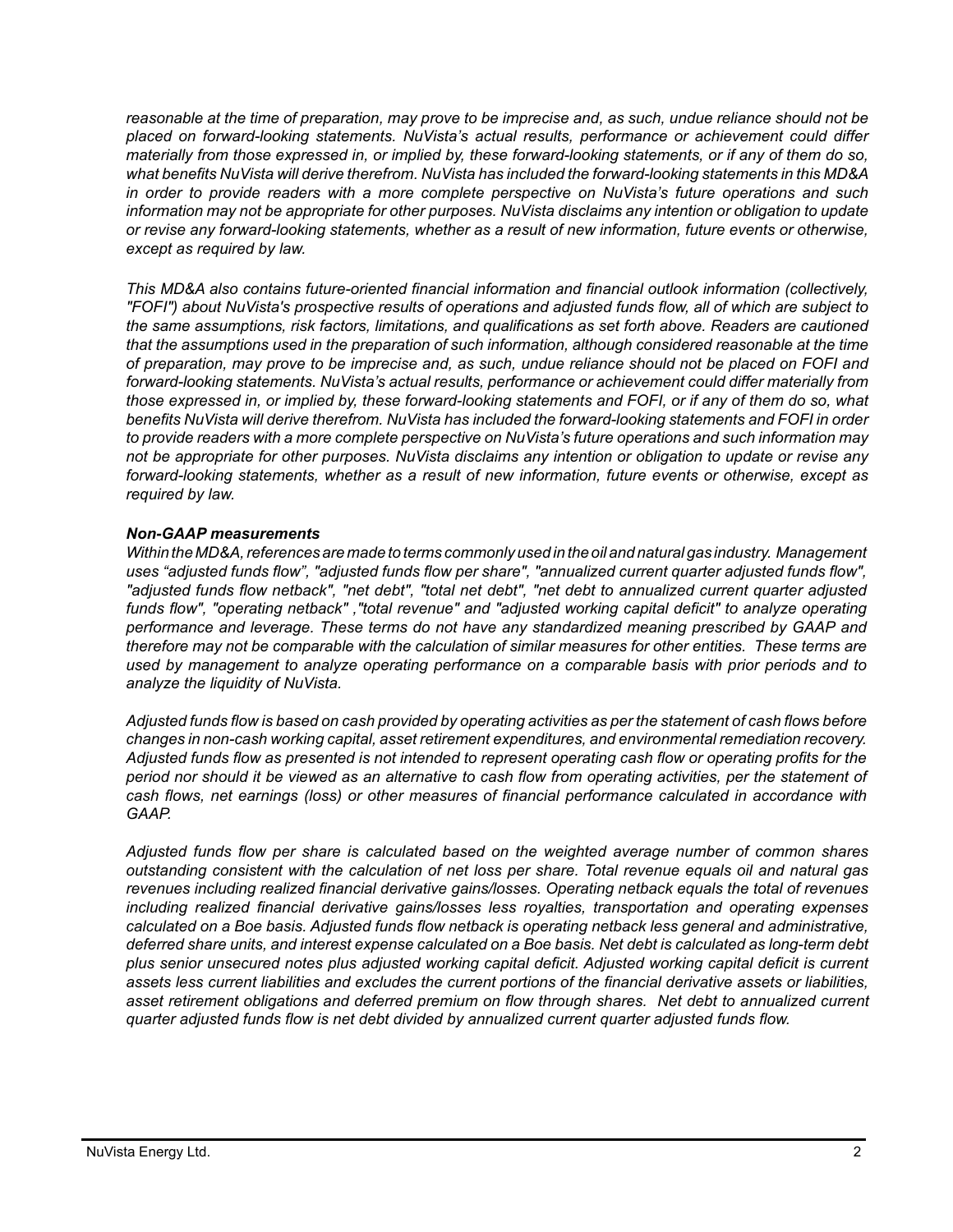*reasonable at the time of preparation, may prove to be imprecise and, as such, undue reliance should not be placed on forward-looking statements. NuVista's actual results, performance or achievement could differ materially from those expressed in, or implied by, these forward-looking statements, or if any of them do so, what benefits NuVista will derive therefrom. NuVista has included the forward-looking statements in this MD&A in order to provide readers with a more complete perspective on NuVista's future operations and such information may not be appropriate for other purposes. NuVista disclaims any intention or obligation to update or revise any forward-looking statements, whether as a result of new information, future events or otherwise, except as required by law.*

*This MD&A also contains future-oriented financial information and financial outlook information (collectively, "FOFI") about NuVista's prospective results of operations and adjusted funds flow, all of which are subject to the same assumptions, risk factors, limitations, and qualifications as set forth above. Readers are cautioned that the assumptions used in the preparation of such information, although considered reasonable at the time of preparation, may prove to be imprecise and, as such, undue reliance should not be placed on FOFI and forward-looking statements. NuVista's actual results, performance or achievement could differ materially from those expressed in, or implied by, these forward-looking statements and FOFI, or if any of them do so, what benefits NuVista will derive therefrom. NuVista has included the forward-looking statements and FOFI in order to provide readers with a more complete perspective on NuVista's future operations and such information may not be appropriate for other purposes. NuVista disclaims any intention or obligation to update or revise any forward-looking statements, whether as a result of new information, future events or otherwise, except as required by law.*

***Non-GAAP measurements***

*Within the MD&A, references are made to terms commonly used in the oil and natural gas industry. Management uses "adjusted funds flow", "adjusted funds flow per share", "annualized current quarter adjusted funds flow", "adjusted funds flow netback", "net debt", "total net debt", "net debt to annualized current quarter adjusted funds flow", "operating netback" ,"total revenue" and "adjusted working capital deficit" to analyze operating performance and leverage. These terms do not have any standardized meaning prescribed by GAAP and therefore may not be comparable with the calculation of similar measures for other entities. These terms are used by management to analyze operating performance on a comparable basis with prior periods and to analyze the liquidity of NuVista.*

*Adjusted funds flow is based on cash provided by operating activities as per the statement of cash flows before changes in non-cash working capital, asset retirement expenditures, and environmental remediation recovery. Adjusted funds flow as presented is not intended to represent operating cash flow or operating profits for the period nor should it be viewed as an alternative to cash flow from operating activities, per the statement of cash flows, net earnings (loss) or other measures of financial performance calculated in accordance with GAAP.*

*Adjusted funds flow per share is calculated based on the weighted average number of common shares outstanding consistent with the calculation of net loss per share. Total revenue equals oil and natural gas revenues including realized financial derivative gains/losses. Operating netback equals the total of revenues including realized financial derivative gains/losses less royalties, transportation and operating expenses calculated on a Boe basis. Adjusted funds flow netback is operating netback less general and administrative, deferred share units, and interest expense calculated on a Boe basis. Net debt is calculated as long-term debt plus senior unsecured notes plus adjusted working capital deficit. Adjusted working capital deficit is current assets less current liabilities and excludes the current portions of the financial derivative assets or liabilities, asset retirement obligations and deferred premium on flow through shares. Net debt to annualized current quarter adjusted funds flow is net debt divided by annualized current quarter adjusted funds flow.*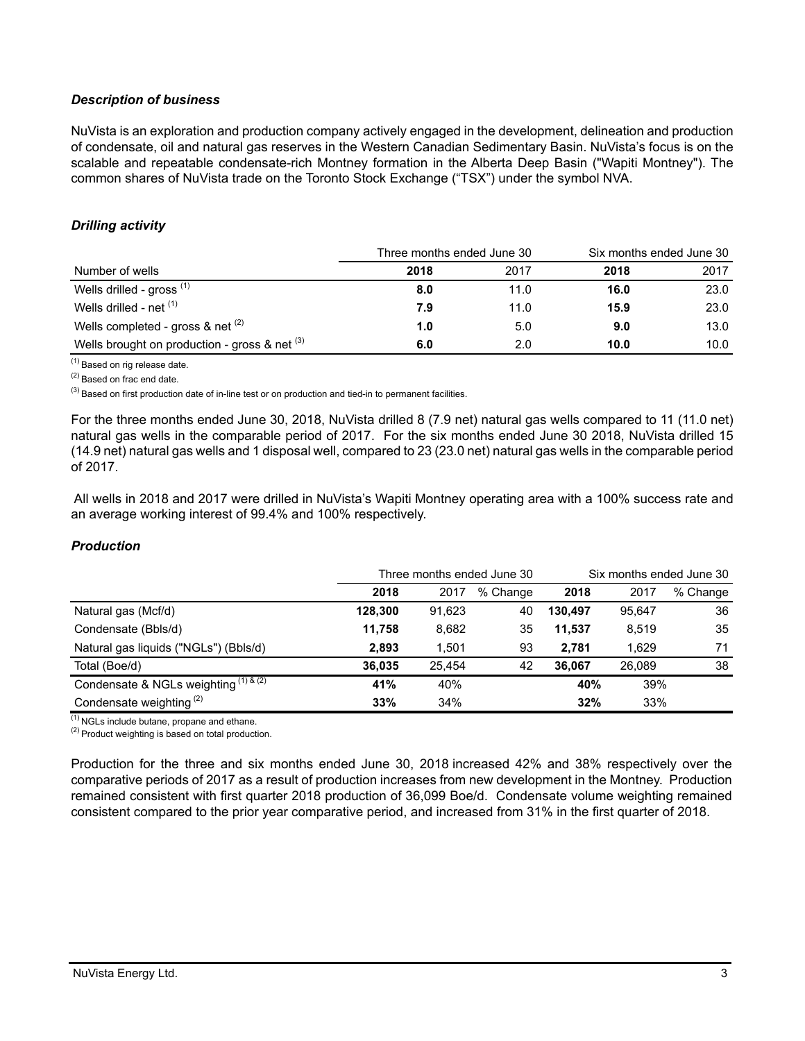### *Description of business*

NuVista is an exploration and production company actively engaged in the development, delineation and production of condensate, oil and natural gas reserves in the Western Canadian Sedimentary Basin. NuVista's focus is on the scalable and repeatable condensate-rich Montney formation in the Alberta Deep Basin ("Wapiti Montney"). The common shares of NuVista trade on the Toronto Stock Exchange ("TSX") under the symbol NVA.

### *Drilling activity*

| | Three months ended June 30 | | Six months ended June 30 | |
|---|---|---|---|---|
| Number of wells | **2018** | 2017 | **2018** | 2017 |
| Wells drilled - gross [(1)] | **8.0** | 11.0 | **16.0** | 23.0 |
| Wells drilled - net [(1)] | **7.9** | 11.0 | **15.9** | 23.0 |
| Wells completed - gross & net [(2)] | **1.0** | 5.0 | **9.0** | 13.0 |
| Wells brought on production - gross & net [(3)] | **6.0** | 2.0 | **10.0** | 10.0 |

[(1)] Based on rig release date.

[(2)] Based on frac end date.

[(3)] Based on first production date of in-line test or on production and tied-in to permanent facilities.

For the three months ended June 30, 2018, NuVista drilled 8 (7.9 net) natural gas wells compared to 11 (11.0 net) natural gas wells in the comparable period of 2017. For the six months ended June 30 2018, NuVista drilled 15 (14.9 net) natural gas wells and 1 disposal well, compared to 23 (23.0 net) natural gas wells in the comparable period of 2017.

All wells in 2018 and 2017 were drilled in NuVista's Wapiti Montney operating area with a 100% success rate and an average working interest of 99.4% and 100% respectively.

### *Production*

| | Three months ended June 30 | | | Six months ended June 30 | | |
|---|---|---|---|---|---|---|
| | **2018** | 2017 | % Change | **2018** | 2017 | % Change |
| Natural gas (Mcf/d) | **128,300** | 91,623 | 40 | **130,497** | 95,647 | 36 |
| Condensate (Bbls/d) | **11,758** | 8,682 | 35 | **11,537** | 8,519 | 35 |
| Natural gas liquids ("NGLs") (Bbls/d) | **2,893** | 1,501 | 93 | **2,781** | 1,629 | 71 |
| Total (Boe/d) | **36,035** | 25,454 | 42 | **36,067** | 26,089 | 38 |
| Condensate & NGLs weighting [(1) & (2)] | **41%** | 40% | | **40%** | 39% | |
| Condensate weighting [(2)] | **33%** | 34% | | **32%** | 33% | |

[(1)] NGLs include butane, propane and ethane.

[(2)] Product weighting is based on total production.

Production for the three and six months ended June 30, 2018 increased 42% and 38% respectively over the comparative periods of 2017 as a result of production increases from new development in the Montney. Production remained consistent with first quarter 2018 production of 36,099 Boe/d. Condensate volume weighting remained consistent compared to the prior year comparative period, and increased from 31% in the first quarter of 2018.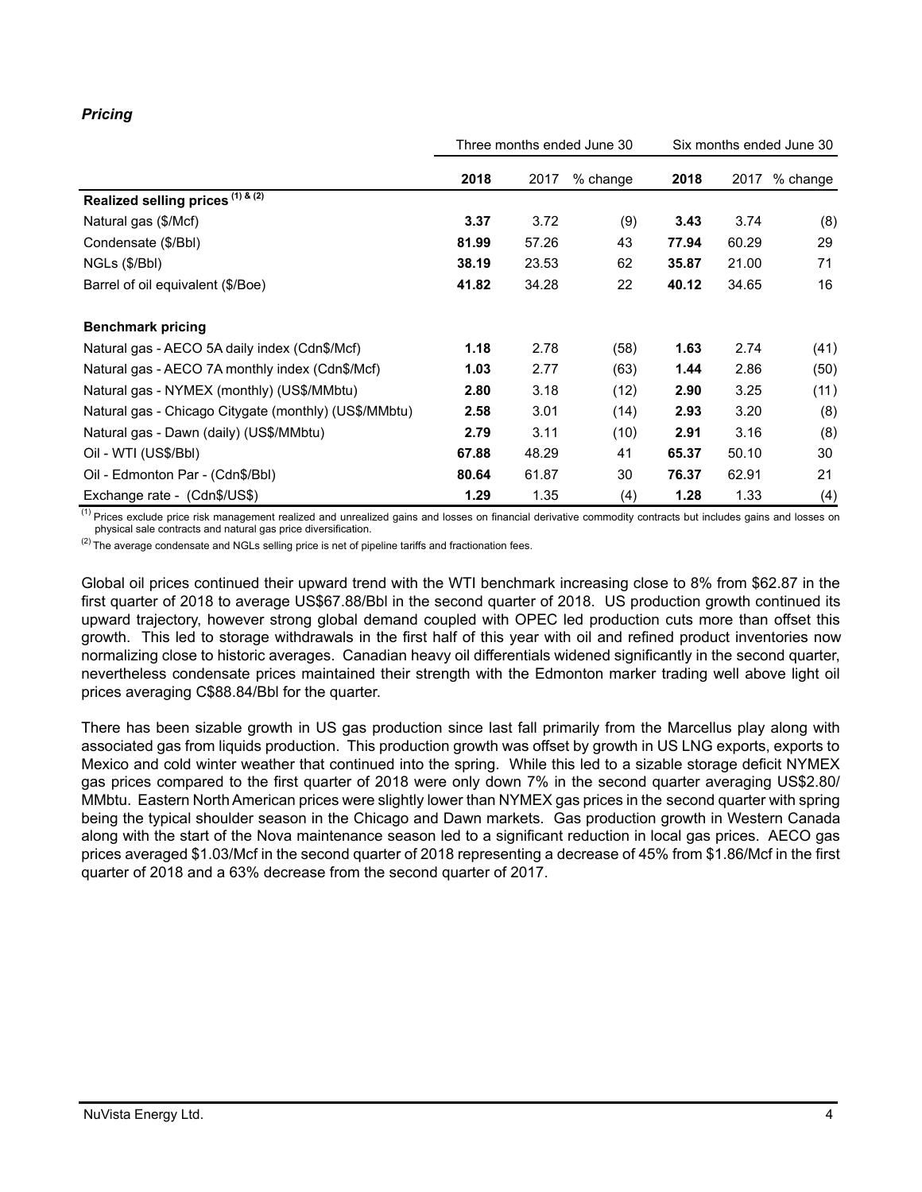### *Pricing*

| | Three months ended June 30 | | | Six months ended June 30 | | |
|---|---|---|---|---|---|---|
| | **2018** | 2017 | % change | **2018** | 2017 | % change |
| **Realized selling prices [(1) & (2)]** | | | | | | |
| Natural gas ($/Mcf) | **3.37** | 3.72 | (9) | **3.43** | 3.74 | (8) |
| Condensate ($/Bbl) | **81.99** | 57.26 | 43 | **77.94** | 60.29 | 29 |
| NGLs ($/Bbl) | **38.19** | 23.53 | 62 | **35.87** | 21.00 | 71 |
| Barrel of oil equivalent ($/Boe) | **41.82** | 34.28 | 22 | **40.12** | 34.65 | 16 |
| **Benchmark pricing** | | | | | | |
| Natural gas - AECO 5A daily index (Cdn$/Mcf) | **1.18** | 2.78 | (58) | **1.63** | 2.74 | (41) |
| Natural gas - AECO 7A monthly index (Cdn$/Mcf) | **1.03** | 2.77 | (63) | **1.44** | 2.86 | (50) |
| Natural gas - NYMEX (monthly) (US$/MMbtu) | **2.80** | 3.18 | (12) | **2.90** | 3.25 | (11) |
| Natural gas - Chicago Citygate (monthly) (US$/MMbtu) | **2.58** | 3.01 | (14) | **2.93** | 3.20 | (8) |
| Natural gas - Dawn (daily) (US$/MMbtu) | **2.79** | 3.11 | (10) | **2.91** | 3.16 | (8) |
| Oil - WTI (US$/Bbl) | **67.88** | 48.29 | 41 | **65.37** | 50.10 | 30 |
| Oil - Edmonton Par - (Cdn$/Bbl) | **80.64** | 61.87 | 30 | **76.37** | 62.91 | 21 |
| Exchange rate - (Cdn$/US$) | **1.29** | 1.35 | (4) | **1.28** | 1.33 | (4) |

(1) Prices exclude price risk management realized and unrealized gains and losses on financial derivative commodity contracts but includes gains and losses on physical sale contracts and natural gas price diversification.

(2) The average condensate and NGLs selling price is net of pipeline tariffs and fractionation fees.

Global oil prices continued their upward trend with the WTI benchmark increasing close to 8% from $62.87 in the first quarter of 2018 to average US$67.88/Bbl in the second quarter of 2018. US production growth continued its upward trajectory, however strong global demand coupled with OPEC led production cuts more than offset this growth. This led to storage withdrawals in the first half of this year with oil and refined product inventories now normalizing close to historic averages. Canadian heavy oil differentials widened significantly in the second quarter, nevertheless condensate prices maintained their strength with the Edmonton marker trading well above light oil prices averaging C$88.84/Bbl for the quarter.

There has been sizable growth in US gas production since last fall primarily from the Marcellus play along with associated gas from liquids production. This production growth was offset by growth in US LNG exports, exports to Mexico and cold winter weather that continued into the spring. While this led to a sizable storage deficit NYMEX gas prices compared to the first quarter of 2018 were only down 7% in the second quarter averaging US$2.80/MMbtu. Eastern North American prices were slightly lower than NYMEX gas prices in the second quarter with spring being the typical shoulder season in the Chicago and Dawn markets. Gas production growth in Western Canada along with the start of the Nova maintenance season led to a significant reduction in local gas prices. AECO gas prices averaged $1.03/Mcf in the second quarter of 2018 representing a decrease of 45% from $1.86/Mcf in the first quarter of 2018 and a 63% decrease from the second quarter of 2017.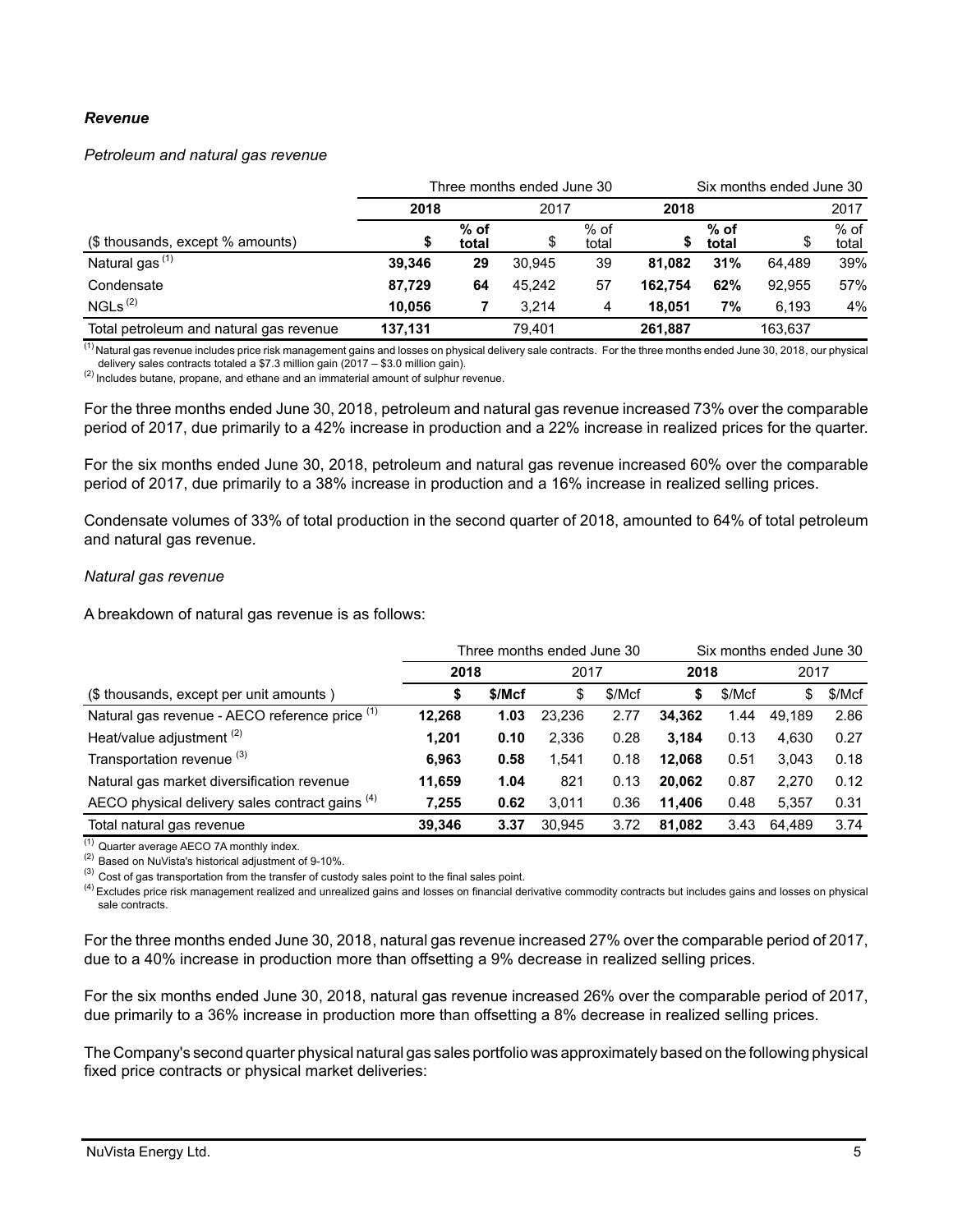### *Revenue*

*Petroleum and natural gas revenue*

| | Three months ended June 30 | | | | Six months ended June 30 | | | |
|---|---|---|---|---|---|---|---|---|
| | **2018** | | 2017 | | **2018** | | 2017 | |
| ($ thousands, except % amounts) | **$** | **% of total** | $ | % of total | **$** | **% of total** | $ | % of total |
| Natural gas [(1)] | **39,346** | **29** | 30,945 | 39 | **81,082** | **31%** | 64,489 | 39% |
| Condensate | **87,729** | **64** | 45,242 | 57 | **162,754** | **62%** | 92,955 | 57% |
| NGLs [(2)] | **10,056** | **7** | 3,214 | 4 | **18,051** | **7%** | 6,193 | 4% |
| Total petroleum and natural gas revenue | **137,131** | | 79,401 | | **261,887** | | 163,637 | |

[(1)] Natural gas revenue includes price risk management gains and losses on physical delivery sale contracts. For the three months ended June 30, 2018, our physical delivery sales contracts totaled a $7.3 million gain (2017 – $3.0 million gain).
[(2)] Includes butane, propane, and ethane and an immaterial amount of sulphur revenue.

For the three months ended June 30, 2018, petroleum and natural gas revenue increased 73% over the comparable period of 2017, due primarily to a 42% increase in production and a 22% increase in realized prices for the quarter.

For the six months ended June 30, 2018, petroleum and natural gas revenue increased 60% over the comparable period of 2017, due primarily to a 38% increase in production and a 16% increase in realized selling prices.

Condensate volumes of 33% of total production in the second quarter of 2018, amounted to 64% of total petroleum and natural gas revenue.

*Natural gas revenue*

A breakdown of natural gas revenue is as follows:

| | Three months ended June 30 | | | | Six months ended June 30 | | | |
|---|---|---|---|---|---|---|---|---|
| | **2018** | | 2017 | | **2018** | | 2017 | |
| ($ thousands, except per unit amounts ) | **$** | **$/Mcf** | $ | $/Mcf | **$** | $/Mcf | $ | $/Mcf |
| Natural gas revenue - AECO reference price [(1)] | **12,268** | **1.03** | 23,236 | 2.77 | **34,362** | 1.44 | 49,189 | 2.86 |
| Heat/value adjustment [(2)] | **1,201** | **0.10** | 2,336 | 0.28 | **3,184** | 0.13 | 4,630 | 0.27 |
| Transportation revenue [(3)] | **6,963** | **0.58** | 1,541 | 0.18 | **12,068** | 0.51 | 3,043 | 0.18 |
| Natural gas market diversification revenue | **11,659** | **1.04** | 821 | 0.13 | **20,062** | 0.87 | 2,270 | 0.12 |
| AECO physical delivery sales contract gains [(4)] | **7,255** | **0.62** | 3,011 | 0.36 | **11,406** | 0.48 | 5,357 | 0.31 |
| Total natural gas revenue | **39,346** | **3.37** | 30,945 | 3.72 | **81,082** | 3.43 | 64,489 | 3.74 |

[(1)] Quarter average AECO 7A monthly index.
[(2)] Based on NuVista's historical adjustment of 9-10%.
[(3)] Cost of gas transportation from the transfer of custody sales point to the final sales point.
[(4)] Excludes price risk management realized and unrealized gains and losses on financial derivative commodity contracts but includes gains and losses on physical sale contracts.

For the three months ended June 30, 2018, natural gas revenue increased 27% over the comparable period of 2017, due to a 40% increase in production more than offsetting a 9% decrease in realized selling prices.

For the six months ended June 30, 2018, natural gas revenue increased 26% over the comparable period of 2017, due primarily to a 36% increase in production more than offsetting a 8% decrease in realized selling prices.

The Company's second quarter physical natural gas sales portfolio was approximately based on the following physical fixed price contracts or physical market deliveries: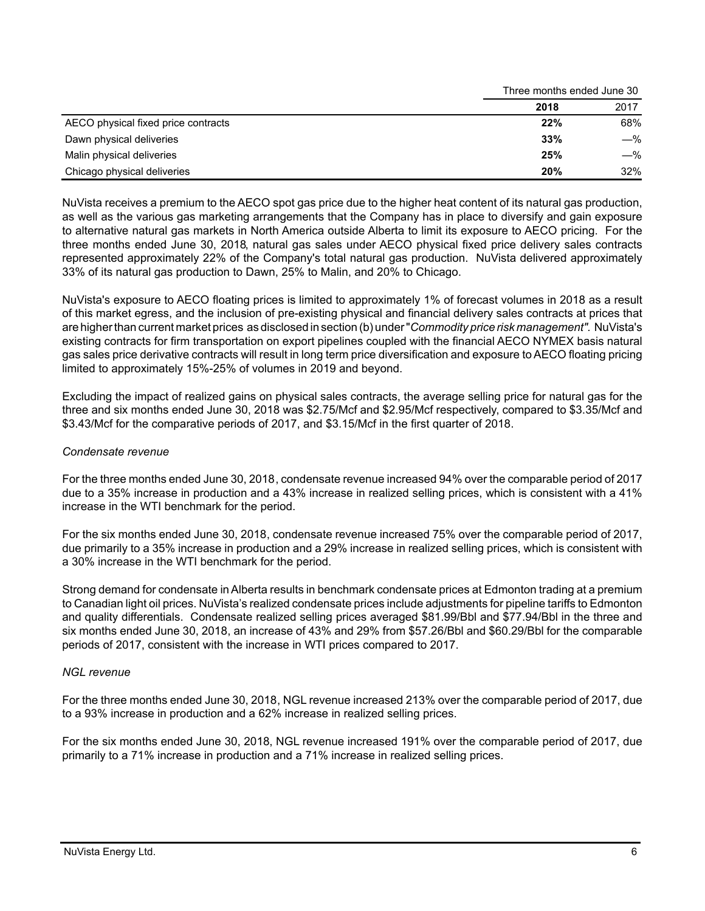| | Three months ended June 30 | |
|---|---|---|
| | **2018** | 2017 |
| AECO physical fixed price contracts | **22%** | 68% |
| Dawn physical deliveries | **33%** | —% |
| Malin physical deliveries | **25%** | —% |
| Chicago physical deliveries | **20%** | 32% |

NuVista receives a premium to the AECO spot gas price due to the higher heat content of its natural gas production, as well as the various gas marketing arrangements that the Company has in place to diversify and gain exposure to alternative natural gas markets in North America outside Alberta to limit its exposure to AECO pricing. For the three months ended June 30, 2018, natural gas sales under AECO physical fixed price delivery sales contracts represented approximately 22% of the Company's total natural gas production. NuVista delivered approximately 33% of its natural gas production to Dawn, 25% to Malin, and 20% to Chicago.

NuVista's exposure to AECO floating prices is limited to approximately 1% of forecast volumes in 2018 as a result of this market egress, and the inclusion of pre-existing physical and financial delivery sales contracts at prices that are higher than current market prices as disclosed in section (b) under "*Commodity price risk management"*. NuVista's existing contracts for firm transportation on export pipelines coupled with the financial AECO NYMEX basis natural gas sales price derivative contracts will result in long term price diversification and exposure to AECO floating pricing limited to approximately 15%-25% of volumes in 2019 and beyond.

Excluding the impact of realized gains on physical sales contracts, the average selling price for natural gas for the three and six months ended June 30, 2018 was $2.75/Mcf and $2.95/Mcf respectively, compared to $3.35/Mcf and $3.43/Mcf for the comparative periods of 2017, and $3.15/Mcf in the first quarter of 2018.

*Condensate revenue*

For the three months ended June 30, 2018, condensate revenue increased 94% over the comparable period of 2017 due to a 35% increase in production and a 43% increase in realized selling prices, which is consistent with a 41% increase in the WTI benchmark for the period.

For the six months ended June 30, 2018, condensate revenue increased 75% over the comparable period of 2017, due primarily to a 35% increase in production and a 29% increase in realized selling prices, which is consistent with a 30% increase in the WTI benchmark for the period.

Strong demand for condensate in Alberta results in benchmark condensate prices at Edmonton trading at a premium to Canadian light oil prices. NuVista's realized condensate prices include adjustments for pipeline tariffs to Edmonton and quality differentials. Condensate realized selling prices averaged $81.99/Bbl and $77.94/Bbl in the three and six months ended June 30, 2018, an increase of 43% and 29% from $57.26/Bbl and $60.29/Bbl for the comparable periods of 2017, consistent with the increase in WTI prices compared to 2017.

*NGL revenue*

For the three months ended June 30, 2018, NGL revenue increased 213% over the comparable period of 2017, due to a 93% increase in production and a 62% increase in realized selling prices.

For the six months ended June 30, 2018, NGL revenue increased 191% over the comparable period of 2017, due primarily to a 71% increase in production and a 71% increase in realized selling prices.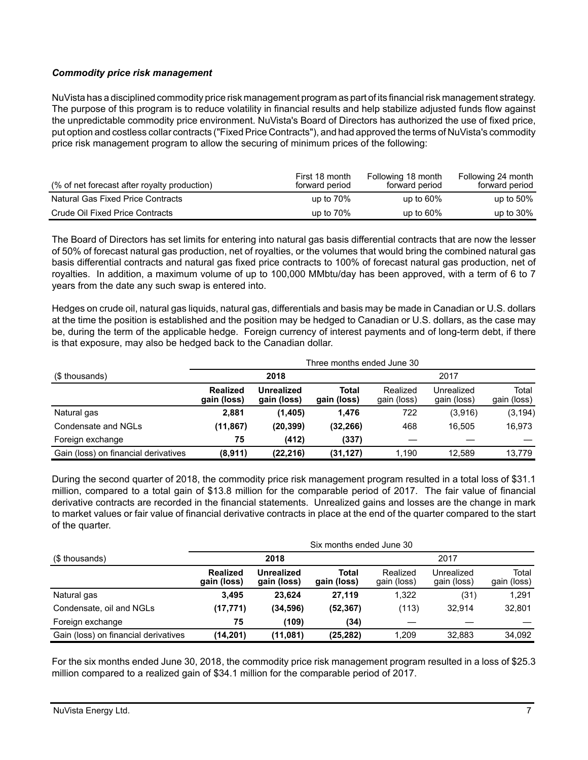### *Commodity price risk management*

NuVista has a disciplined commodity price risk management program as part of its financial risk management strategy. The purpose of this program is to reduce volatility in financial results and help stabilize adjusted funds flow against the unpredictable commodity price environment. NuVista's Board of Directors has authorized the use of fixed price, put option and costless collar contracts ("Fixed Price Contracts"), and had approved the terms of NuVista's commodity price risk management program to allow the securing of minimum prices of the following:

| (% of net forecast after royalty production) | First 18 month forward period | Following 18 month forward period | Following 24 month forward period |
|---|---|---|---|
| Natural Gas Fixed Price Contracts | up to 70% | up to 60% | up to 50% |
| Crude Oil Fixed Price Contracts | up to 70% | up to 60% | up to 30% |

The Board of Directors has set limits for entering into natural gas basis differential contracts that are now the lesser of 50% of forecast natural gas production, net of royalties, or the volumes that would bring the combined natural gas basis differential contracts and natural gas fixed price contracts to 100% of forecast natural gas production, net of royalties. In addition, a maximum volume of up to 100,000 MMbtu/day has been approved, with a term of 6 to 7 years from the date any such swap is entered into.

Hedges on crude oil, natural gas liquids, natural gas, differentials and basis may be made in Canadian or U.S. dollars at the time the position is established and the position may be hedged to Canadian or U.S. dollars, as the case may be, during the term of the applicable hedge. Foreign currency of interest payments and of long-term debt, if there is that exposure, may also be hedged back to the Canadian dollar.

| | Three months ended June 30 | | | | | |
|---|---|---|---|---|---|---|
| ($ thousands) | **2018** | | | 2017 | | |
| | **Realized gain (loss)** | **Unrealized gain (loss)** | **Total gain (loss)** | Realized gain (loss) | Unrealized gain (loss) | Total gain (loss) |
| Natural gas | **2,881** | **(1,405)** | **1,476** | 722 | (3,916) | (3,194) |
| Condensate and NGLs | **(11,867)** | **(20,399)** | **(32,266)** | 468 | 16,505 | 16,973 |
| Foreign exchange | **75** | **(412)** | **(337)** | — | — | — |
| Gain (loss) on financial derivatives | **(8,911)** | **(22,216)** | **(31,127)** | 1,190 | 12,589 | 13,779 |

During the second quarter of 2018, the commodity price risk management program resulted in a total loss of $31.1 million, compared to a total gain of $13.8 million for the comparable period of 2017. The fair value of financial derivative contracts are recorded in the financial statements. Unrealized gains and losses are the change in mark to market values or fair value of financial derivative contracts in place at the end of the quarter compared to the start of the quarter.

| | Six months ended June 30 | | | | | |
|---|---|---|---|---|---|---|
| ($ thousands) | **2018** | | | 2017 | | |
| | **Realized gain (loss)** | **Unrealized gain (loss)** | **Total gain (loss)** | Realized gain (loss) | Unrealized gain (loss) | Total gain (loss) |
| Natural gas | **3,495** | **23,624** | **27,119** | 1,322 | (31) | 1,291 |
| Condensate, oil and NGLs | **(17,771)** | **(34,596)** | **(52,367)** | (113) | 32,914 | 32,801 |
| Foreign exchange | **75** | **(109)** | **(34)** | — | — | — |
| Gain (loss) on financial derivatives | **(14,201)** | **(11,081)** | **(25,282)** | 1,209 | 32,883 | 34,092 |

For the six months ended June 30, 2018, the commodity price risk management program resulted in a loss of $25.3 million compared to a realized gain of $34.1 million for the comparable period of 2017.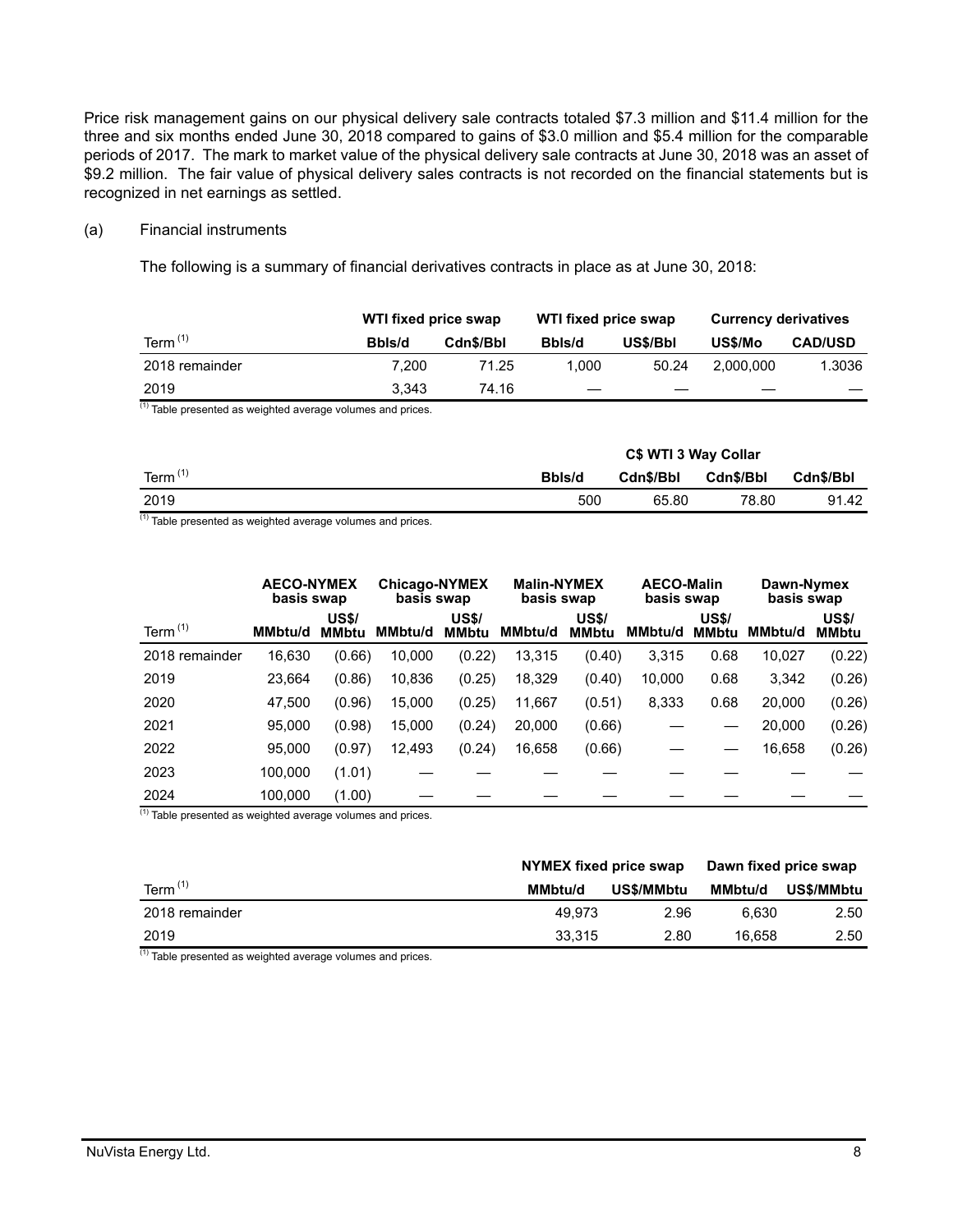Price risk management gains on our physical delivery sale contracts totaled $7.3 million and $11.4 million for the three and six months ended June 30, 2018 compared to gains of $3.0 million and $5.4 million for the comparable periods of 2017. The mark to market value of the physical delivery sale contracts at June 30, 2018 was an asset of $9.2 million. The fair value of physical delivery sales contracts is not recorded on the financial statements but is recognized in net earnings as settled.

(a) Financial instruments

The following is a summary of financial derivatives contracts in place as at June 30, 2018:

| | WTI fixed price swap | | WTI fixed price swap | | Currency derivatives | |
|---|---|---|---|---|---|---|
| Term [(1)] | Bbls/d | Cdn$/Bbl | Bbls/d | US$/Bbl | US$/Mo | CAD/USD |
| 2018 remainder | 7,200 | 71.25 | 1,000 | 50.24 | 2,000,000 | 1.3036 |
| 2019 | 3,343 | 74.16 | — | — | — | — |

[(1)] Table presented as weighted average volumes and prices.

| | C$ WTI 3 Way Collar | | | |
|---|---|---|---|---|
| Term [(1)] | Bbls/d | Cdn$/Bbl | Cdn$/Bbl | Cdn$/Bbl |
| 2019 | 500 | 65.80 | 78.80 | 91.42 |

[(1)] Table presented as weighted average volumes and prices.

| | AECO-NYMEX basis swap | | Chicago-NYMEX basis swap | | Malin-NYMEX basis swap | | AECO-Malin basis swap | | Dawn-Nymex basis swap | |
|---|---|---|---|---|---|---|---|---|---|---|
| Term [(1)] | MMbtu/d | US$/MMbtu | MMbtu/d | US$/MMbtu | MMbtu/d | US$/MMbtu | MMbtu/d | US$/MMbtu | MMbtu/d | US$/MMbtu |
| 2018 remainder | 16,630 | (0.66) | 10,000 | (0.22) | 13,315 | (0.40) | 3,315 | 0.68 | 10,027 | (0.22) |
| 2019 | 23,664 | (0.86) | 10,836 | (0.25) | 18,329 | (0.40) | 10,000 | 0.68 | 3,342 | (0.26) |
| 2020 | 47,500 | (0.96) | 15,000 | (0.25) | 11,667 | (0.51) | 8,333 | 0.68 | 20,000 | (0.26) |
| 2021 | 95,000 | (0.98) | 15,000 | (0.24) | 20,000 | (0.66) | — | — | 20,000 | (0.26) |
| 2022 | 95,000 | (0.97) | 12,493 | (0.24) | 16,658 | (0.66) | — | — | 16,658 | (0.26) |
| 2023 | 100,000 | (1.01) | — | — | — | — | — | — | — | — |
| 2024 | 100,000 | (1.00) | — | — | — | — | — | — | — | — |

[(1)] Table presented as weighted average volumes and prices.

| | NYMEX fixed price swap | | Dawn fixed price swap | |
|---|---|---|---|---|
| Term [(1)] | MMbtu/d | US$/MMbtu | MMbtu/d | US$/MMbtu |
| 2018 remainder | 49,973 | 2.96 | 6,630 | 2.50 |
| 2019 | 33,315 | 2.80 | 16,658 | 2.50 |

[(1)] Table presented as weighted average volumes and prices.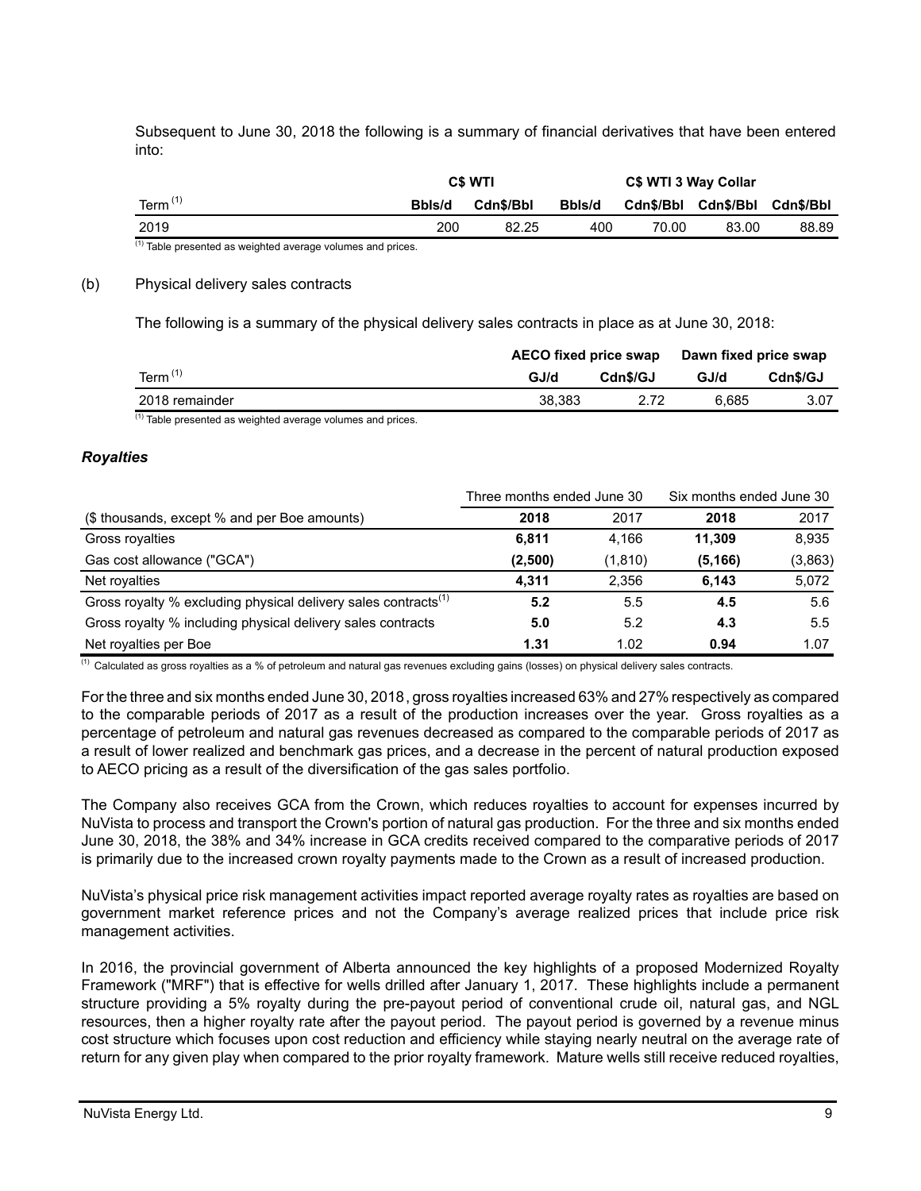Subsequent to June 30, 2018 the following is a summary of financial derivatives that have been entered into:

| | C$ WTI | | C$ WTI 3 Way Collar | | | |
|---|---|---|---|---|---|---|
| Term [(1)] | Bbls/d | Cdn$/Bbl | Bbls/d | Cdn$/Bbl | Cdn$/Bbl | Cdn$/Bbl |
| 2019 | 200 | 82.25 | 400 | 70.00 | 83.00 | 88.89 |

(1) Table presented as weighted average volumes and prices.

(b) Physical delivery sales contracts

The following is a summary of the physical delivery sales contracts in place as at June 30, 2018:

| | AECO fixed price swap | | Dawn fixed price swap | |
|---|---|---|---|---|
| Term [(1)] | GJ/d | Cdn$/GJ | GJ/d | Cdn$/GJ |
| 2018 remainder | 38,383 | 2.72 | 6,685 | 3.07 |

(1) Table presented as weighted average volumes and prices.

### *Royalties*

| | Three months ended June 30 | | Six months ended June 30 | |
|---|---|---|---|---|
| ($ thousands, except % and per Boe amounts) | **2018** | 2017 | **2018** | 2017 |
| Gross royalties | **6,811** | 4,166 | **11,309** | 8,935 |
| Gas cost allowance ("GCA") | **(2,500)** | (1,810) | **(5,166)** | (3,863) |
| Net royalties | **4,311** | 2,356 | **6,143** | 5,072 |
| Gross royalty % excluding physical delivery sales contracts[(1)] | **5.2** | 5.5 | **4.5** | 5.6 |
| Gross royalty % including physical delivery sales contracts | **5.0** | 5.2 | **4.3** | 5.5 |
| Net royalties per Boe | **1.31** | 1.02 | **0.94** | 1.07 |

(1) Calculated as gross royalties as a % of petroleum and natural gas revenues excluding gains (losses) on physical delivery sales contracts.

For the three and six months ended June 30, 2018, gross royalties increased 63% and 27% respectively as compared to the comparable periods of 2017 as a result of the production increases over the year. Gross royalties as a percentage of petroleum and natural gas revenues decreased as compared to the comparable periods of 2017 as a result of lower realized and benchmark gas prices, and a decrease in the percent of natural production exposed to AECO pricing as a result of the diversification of the gas sales portfolio.

The Company also receives GCA from the Crown, which reduces royalties to account for expenses incurred by NuVista to process and transport the Crown's portion of natural gas production. For the three and six months ended June 30, 2018, the 38% and 34% increase in GCA credits received compared to the comparative periods of 2017 is primarily due to the increased crown royalty payments made to the Crown as a result of increased production.

NuVista's physical price risk management activities impact reported average royalty rates as royalties are based on government market reference prices and not the Company's average realized prices that include price risk management activities.

In 2016, the provincial government of Alberta announced the key highlights of a proposed Modernized Royalty Framework ("MRF") that is effective for wells drilled after January 1, 2017. These highlights include a permanent structure providing a 5% royalty during the pre-payout period of conventional crude oil, natural gas, and NGL resources, then a higher royalty rate after the payout period. The payout period is governed by a revenue minus cost structure which focuses upon cost reduction and efficiency while staying nearly neutral on the average rate of return for any given play when compared to the prior royalty framework. Mature wells still receive reduced royalties,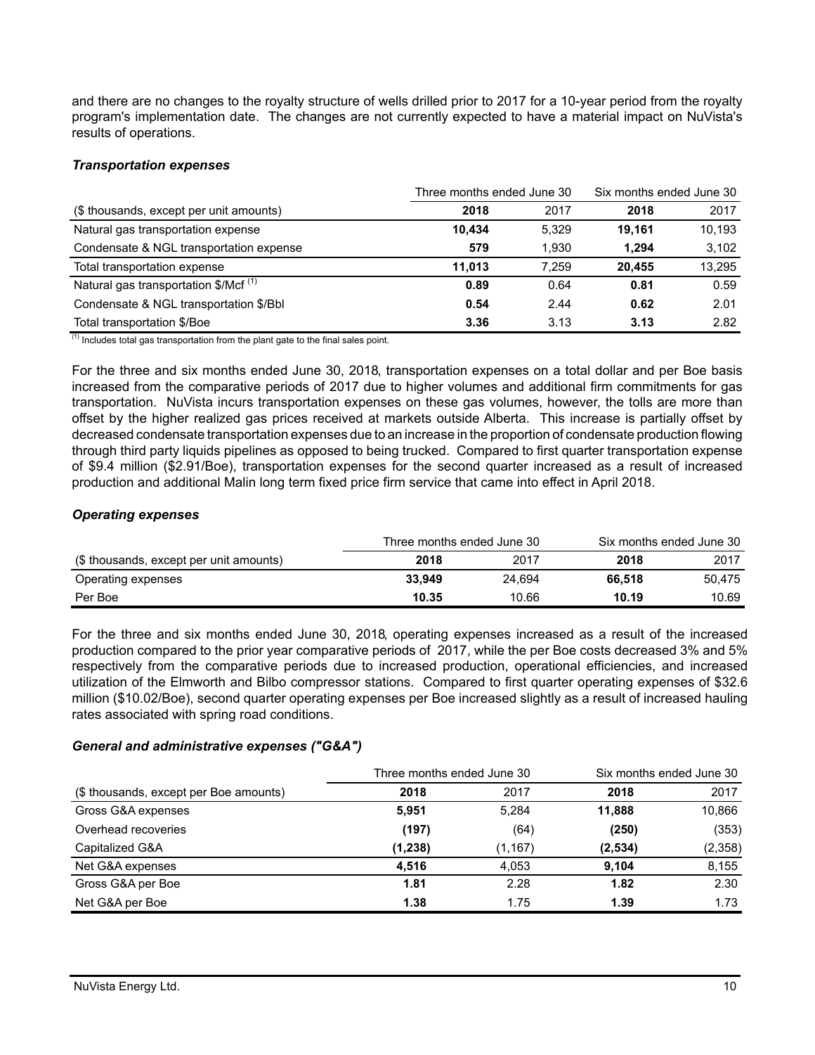and there are no changes to the royalty structure of wells drilled prior to 2017 for a 10-year period from the royalty program's implementation date. The changes are not currently expected to have a material impact on NuVista's results of operations.

***Transportation expenses***

| | Three months ended June 30 | | Six months ended June 30 | |
|---|---|---|---|---|
| ($ thousands, except per unit amounts) | **2018** | 2017 | **2018** | 2017 |
| Natural gas transportation expense | **10,434** | 5,329 | **19,161** | 10,193 |
| Condensate & NGL transportation expense | **579** | 1,930 | **1,294** | 3,102 |
| Total transportation expense | **11,013** | 7,259 | **20,455** | 13,295 |
| Natural gas transportation $/Mcf [(1)] | **0.89** | 0.64 | **0.81** | 0.59 |
| Condensate & NGL transportation $/Bbl | **0.54** | 2.44 | **0.62** | 2.01 |
| Total transportation $/Boe | **3.36** | 3.13 | **3.13** | 2.82 |

[(1)] Includes total gas transportation from the plant gate to the final sales point.

For the three and six months ended June 30, 2018, transportation expenses on a total dollar and per Boe basis increased from the comparative periods of 2017 due to higher volumes and additional firm commitments for gas transportation. NuVista incurs transportation expenses on these gas volumes, however, the tolls are more than offset by the higher realized gas prices received at markets outside Alberta. This increase is partially offset by decreased condensate transportation expenses due to an increase in the proportion of condensate production flowing through third party liquids pipelines as opposed to being trucked. Compared to first quarter transportation expense of $9.4 million ($2.91/Boe), transportation expenses for the second quarter increased as a result of increased production and additional Malin long term fixed price firm service that came into effect in April 2018.

***Operating expenses***

| | Three months ended June 30 | | Six months ended June 30 | |
|---|---|---|---|---|
| ($ thousands, except per unit amounts) | **2018** | 2017 | **2018** | 2017 |
| Operating expenses | **33,949** | 24,694 | **66,518** | 50,475 |
| Per Boe | **10.35** | 10.66 | **10.19** | 10.69 |

For the three and six months ended June 30, 2018, operating expenses increased as a result of the increased production compared to the prior year comparative periods of 2017, while the per Boe costs decreased 3% and 5% respectively from the comparative periods due to increased production, operational efficiencies, and increased utilization of the Elmworth and Bilbo compressor stations. Compared to first quarter operating expenses of $32.6 million ($10.02/Boe), second quarter operating expenses per Boe increased slightly as a result of increased hauling rates associated with spring road conditions.

***General and administrative expenses ("G&A")***

| | Three months ended June 30 | | Six months ended June 30 | |
|---|---|---|---|---|
| ($ thousands, except per Boe amounts) | **2018** | 2017 | **2018** | 2017 |
| Gross G&A expenses | **5,951** | 5,284 | **11,888** | 10,866 |
| Overhead recoveries | **(197)** | (64) | **(250)** | (353) |
| Capitalized G&A | **(1,238)** | (1,167) | **(2,534)** | (2,358) |
| Net G&A expenses | **4,516** | 4,053 | **9,104** | 8,155 |
| Gross G&A per Boe | **1.81** | 2.28 | **1.82** | 2.30 |
| Net G&A per Boe | **1.38** | 1.75 | **1.39** | 1.73 |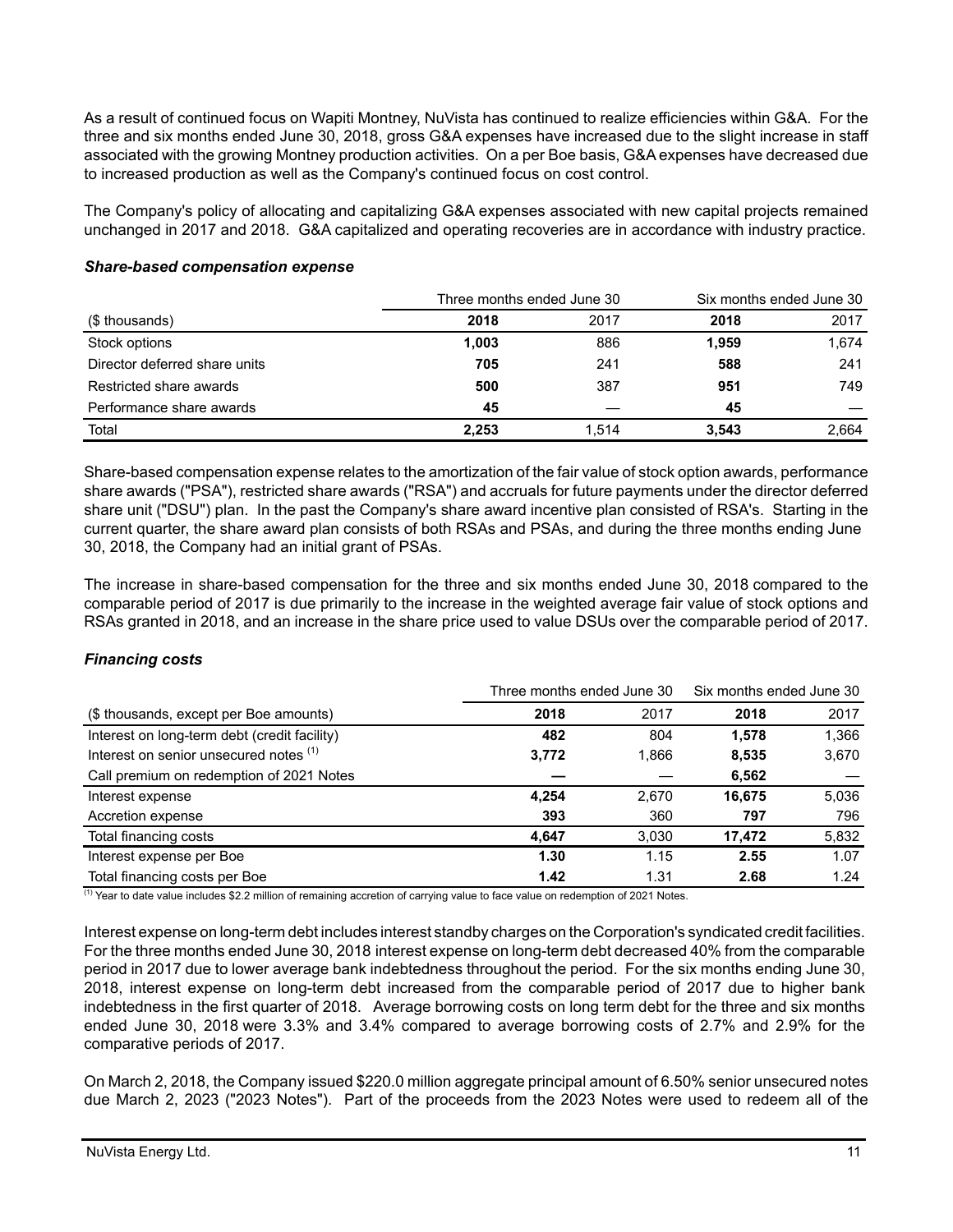As a result of continued focus on Wapiti Montney, NuVista has continued to realize efficiencies within G&A. For the three and six months ended June 30, 2018, gross G&A expenses have increased due to the slight increase in staff associated with the growing Montney production activities. On a per Boe basis, G&A expenses have decreased due to increased production as well as the Company's continued focus on cost control.

The Company's policy of allocating and capitalizing G&A expenses associated with new capital projects remained unchanged in 2017 and 2018. G&A capitalized and operating recoveries are in accordance with industry practice.

### *Share-based compensation expense*

| | Three months ended June 30 | | Six months ended June 30 | |
|---|---|---|---|---|
| ($ thousands) | **2018** | 2017 | **2018** | 2017 |
| Stock options | **1,003** | 886 | **1,959** | 1,674 |
| Director deferred share units | **705** | 241 | **588** | 241 |
| Restricted share awards | **500** | 387 | **951** | 749 |
| Performance share awards | **45** | — | **45** | — |
| Total | **2,253** | 1,514 | **3,543** | 2,664 |

Share-based compensation expense relates to the amortization of the fair value of stock option awards, performance share awards ("PSA"), restricted share awards ("RSA") and accruals for future payments under the director deferred share unit ("DSU") plan. In the past the Company's share award incentive plan consisted of RSA's. Starting in the current quarter, the share award plan consists of both RSAs and PSAs, and during the three months ending June 30, 2018, the Company had an initial grant of PSAs.

The increase in share-based compensation for the three and six months ended June 30, 2018 compared to the comparable period of 2017 is due primarily to the increase in the weighted average fair value of stock options and RSAs granted in 2018, and an increase in the share price used to value DSUs over the comparable period of 2017.

### *Financing costs*

| | Three months ended June 30 | | Six months ended June 30 | |
|---|---|---|---|---|
| ($ thousands, except per Boe amounts) | **2018** | 2017 | **2018** | 2017 |
| Interest on long-term debt (credit facility) | **482** | 804 | **1,578** | 1,366 |
| Interest on senior unsecured notes [(1)] | **3,772** | 1,866 | **8,535** | 3,670 |
| Call premium on redemption of 2021 Notes | **—** | — | **6,562** | — |
| Interest expense | **4,254** | 2,670 | **16,675** | 5,036 |
| Accretion expense | **393** | 360 | **797** | 796 |
| Total financing costs | **4,647** | 3,030 | **17,472** | 5,832 |
| Interest expense per Boe | **1.30** | 1.15 | **2.55** | 1.07 |
| Total financing costs per Boe | **1.42** | 1.31 | **2.68** | 1.24 |

(1) Year to date value includes $2.2 million of remaining accretion of carrying value to face value on redemption of 2021 Notes.

Interest expense on long-term debt includes interest standby charges on the Corporation's syndicated credit facilities. For the three months ended June 30, 2018 interest expense on long-term debt decreased 40% from the comparable period in 2017 due to lower average bank indebtedness throughout the period. For the six months ending June 30, 2018, interest expense on long-term debt increased from the comparable period of 2017 due to higher bank indebtedness in the first quarter of 2018. Average borrowing costs on long term debt for the three and six months ended June 30, 2018 were 3.3% and 3.4% compared to average borrowing costs of 2.7% and 2.9% for the comparative periods of 2017.

On March 2, 2018, the Company issued $220.0 million aggregate principal amount of 6.50% senior unsecured notes due March 2, 2023 ("2023 Notes"). Part of the proceeds from the 2023 Notes were used to redeem all of the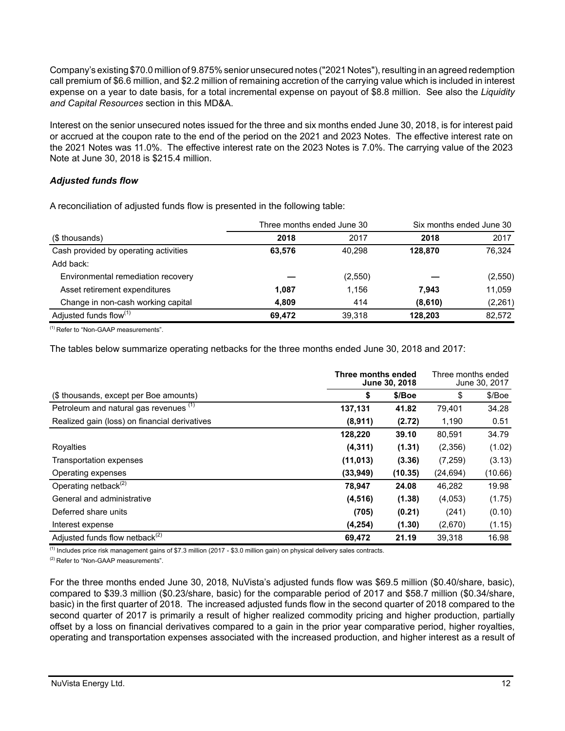Company's existing $70.0 million of 9.875% senior unsecured notes ("2021 Notes"), resulting in an agreed redemption call premium of $6.6 million, and $2.2 million of remaining accretion of the carrying value which is included in interest expense on a year to date basis, for a total incremental expense on payout of $8.8 million. See also the *Liquidity and Capital Resources* section in this MD&A.

Interest on the senior unsecured notes issued for the three and six months ended June 30, 2018, is for interest paid or accrued at the coupon rate to the end of the period on the 2021 and 2023 Notes. The effective interest rate on the 2021 Notes was 11.0%. The effective interest rate on the 2023 Notes is 7.0%. The carrying value of the 2023 Note at June 30, 2018 is $215.4 million.

### *Adjusted funds flow*

A reconciliation of adjusted funds flow is presented in the following table:

| | Three months ended June 30 | | Six months ended June 30 | |
|---|---|---|---|---|
| ($ thousands) | **2018** | 2017 | **2018** | 2017 |
| Cash provided by operating activities | **63,576** | 40,298 | **128,870** | 76,324 |
| Add back: | | | | |
| Environmental remediation recovery | **—** | (2,550) | **—** | (2,550) |
| Asset retirement expenditures | **1,087** | 1,156 | **7,943** | 11,059 |
| Change in non-cash working capital | **4,809** | 414 | **(8,610)** | (2,261) |
| Adjusted funds flow[1] | **69,472** | 39,318 | **128,203** | 82,572 |

[1] Refer to "Non-GAAP measurements".

The tables below summarize operating netbacks for the three months ended June 30, 2018 and 2017:

| | **Three months ended June 30, 2018** | | Three months ended June 30, 2017 | |
|---|---|---|---|---|
| ($ thousands, except per Boe amounts) | **$** | **$/Boe** | $ | $/Boe |
| Petroleum and natural gas revenues [1] | **137,131** | **41.82** | 79,401 | 34.28 |
| Realized gain (loss) on financial derivatives | **(8,911)** | **(2.72)** | 1,190 | 0.51 |
| | **128,220** | **39.10** | 80,591 | 34.79 |
| Royalties | **(4,311)** | **(1.31)** | (2,356) | (1.02) |
| Transportation expenses | **(11,013)** | **(3.36)** | (7,259) | (3.13) |
| Operating expenses | **(33,949)** | **(10.35)** | (24,694) | (10.66) |
| Operating netback[2] | **78,947** | **24.08** | 46,282 | 19.98 |
| General and administrative | **(4,516)** | **(1.38)** | (4,053) | (1.75) |
| Deferred share units | **(705)** | **(0.21)** | (241) | (0.10) |
| Interest expense | **(4,254)** | **(1.30)** | (2,670) | (1.15) |
| Adjusted funds flow netback[2] | **69,472** | **21.19** | 39,318 | 16.98 |

[1] Includes price risk management gains of $7.3 million (2017 - $3.0 million gain) on physical delivery sales contracts.

[2] Refer to "Non-GAAP measurements".

For the three months ended June 30, 2018, NuVista's adjusted funds flow was $69.5 million ($0.40/share, basic), compared to $39.3 million ($0.23/share, basic) for the comparable period of 2017 and $58.7 million ($0.34/share, basic) in the first quarter of 2018. The increased adjusted funds flow in the second quarter of 2018 compared to the second quarter of 2017 is primarily a result of higher realized commodity pricing and higher production, partially offset by a loss on financial derivatives compared to a gain in the prior year comparative period, higher royalties, operating and transportation expenses associated with the increased production, and higher interest as a result of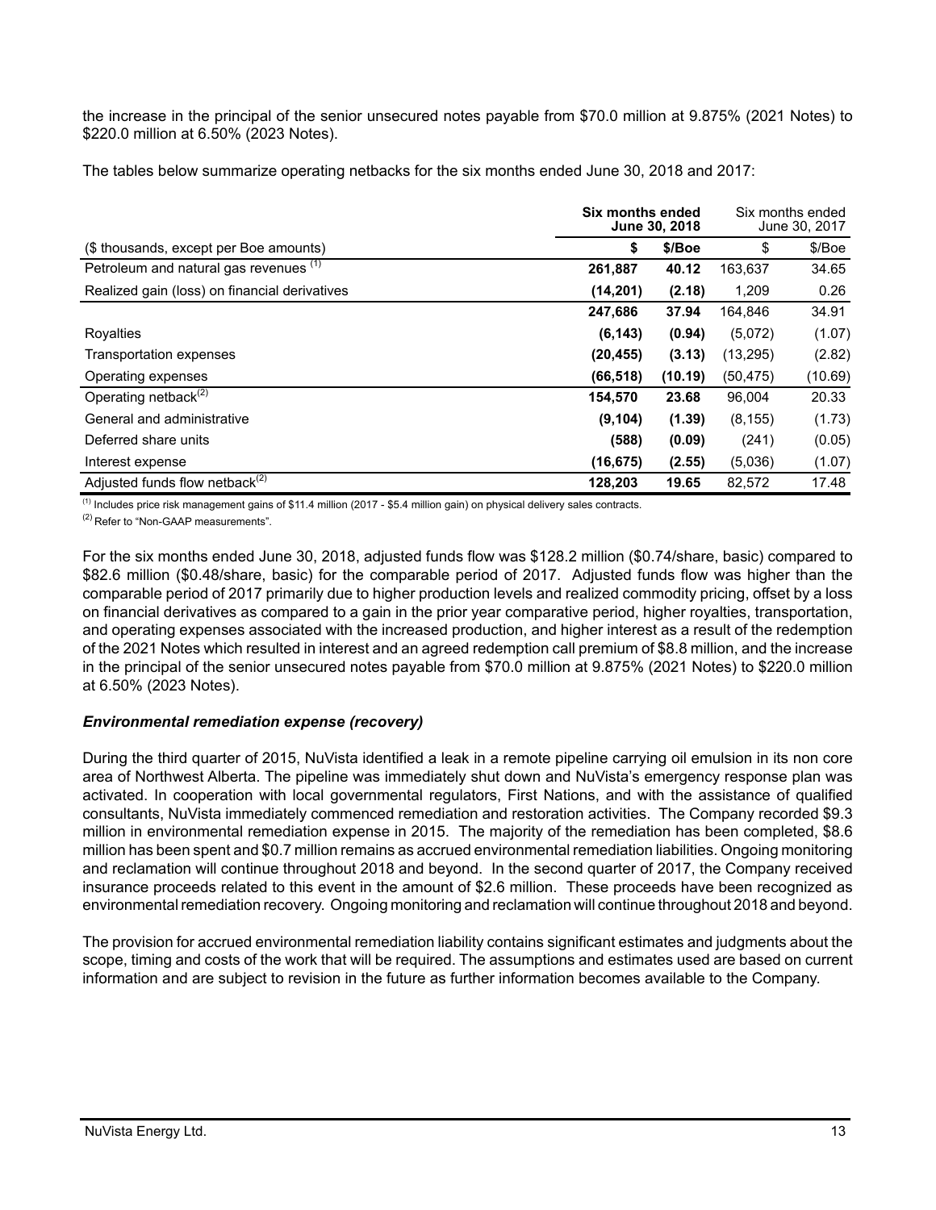the increase in the principal of the senior unsecured notes payable from $70.0 million at 9.875% (2021 Notes) to $220.0 million at 6.50% (2023 Notes).

The tables below summarize operating netbacks for the six months ended June 30, 2018 and 2017:

| | **Six months ended June 30, 2018** | | Six months ended June 30, 2017 | |
|---|---|---|---|---|
| ($ thousands, except per Boe amounts) | **$** | **$/Boe** | $ | $/Boe |
| Petroleum and natural gas revenues [(1)] | **261,887** | **40.12** | 163,637 | 34.65 |
| Realized gain (loss) on financial derivatives | **(14,201)** | **(2.18)** | 1,209 | 0.26 |
| | **247,686** | **37.94** | 164,846 | 34.91 |
| Royalties | **(6,143)** | **(0.94)** | (5,072) | (1.07) |
| Transportation expenses | **(20,455)** | **(3.13)** | (13,295) | (2.82) |
| Operating expenses | **(66,518)** | **(10.19)** | (50,475) | (10.69) |
| Operating netback[(2)] | **154,570** | **23.68** | 96,004 | 20.33 |
| General and administrative | **(9,104)** | **(1.39)** | (8,155) | (1.73) |
| Deferred share units | **(588)** | **(0.09)** | (241) | (0.05) |
| Interest expense | **(16,675)** | **(2.55)** | (5,036) | (1.07) |
| Adjusted funds flow netback[(2)] | **128,203** | **19.65** | 82,572 | 17.48 |

(1) Includes price risk management gains of $11.4 million (2017 - $5.4 million gain) on physical delivery sales contracts.

(2) Refer to "Non-GAAP measurements".

For the six months ended June 30, 2018, adjusted funds flow was $128.2 million ($0.74/share, basic) compared to $82.6 million ($0.48/share, basic) for the comparable period of 2017. Adjusted funds flow was higher than the comparable period of 2017 primarily due to higher production levels and realized commodity pricing, offset by a loss on financial derivatives as compared to a gain in the prior year comparative period, higher royalties, transportation, and operating expenses associated with the increased production, and higher interest as a result of the redemption of the 2021 Notes which resulted in interest and an agreed redemption call premium of $8.8 million, and the increase in the principal of the senior unsecured notes payable from $70.0 million at 9.875% (2021 Notes) to $220.0 million at 6.50% (2023 Notes).

### *Environmental remediation expense (recovery)*

During the third quarter of 2015, NuVista identified a leak in a remote pipeline carrying oil emulsion in its non core area of Northwest Alberta. The pipeline was immediately shut down and NuVista's emergency response plan was activated. In cooperation with local governmental regulators, First Nations, and with the assistance of qualified consultants, NuVista immediately commenced remediation and restoration activities. The Company recorded $9.3 million in environmental remediation expense in 2015. The majority of the remediation has been completed, $8.6 million has been spent and $0.7 million remains as accrued environmental remediation liabilities. Ongoing monitoring and reclamation will continue throughout 2018 and beyond. In the second quarter of 2017, the Company received insurance proceeds related to this event in the amount of $2.6 million. These proceeds have been recognized as environmental remediation recovery. Ongoing monitoring and reclamation will continue throughout 2018 and beyond.

The provision for accrued environmental remediation liability contains significant estimates and judgments about the scope, timing and costs of the work that will be required. The assumptions and estimates used are based on current information and are subject to revision in the future as further information becomes available to the Company.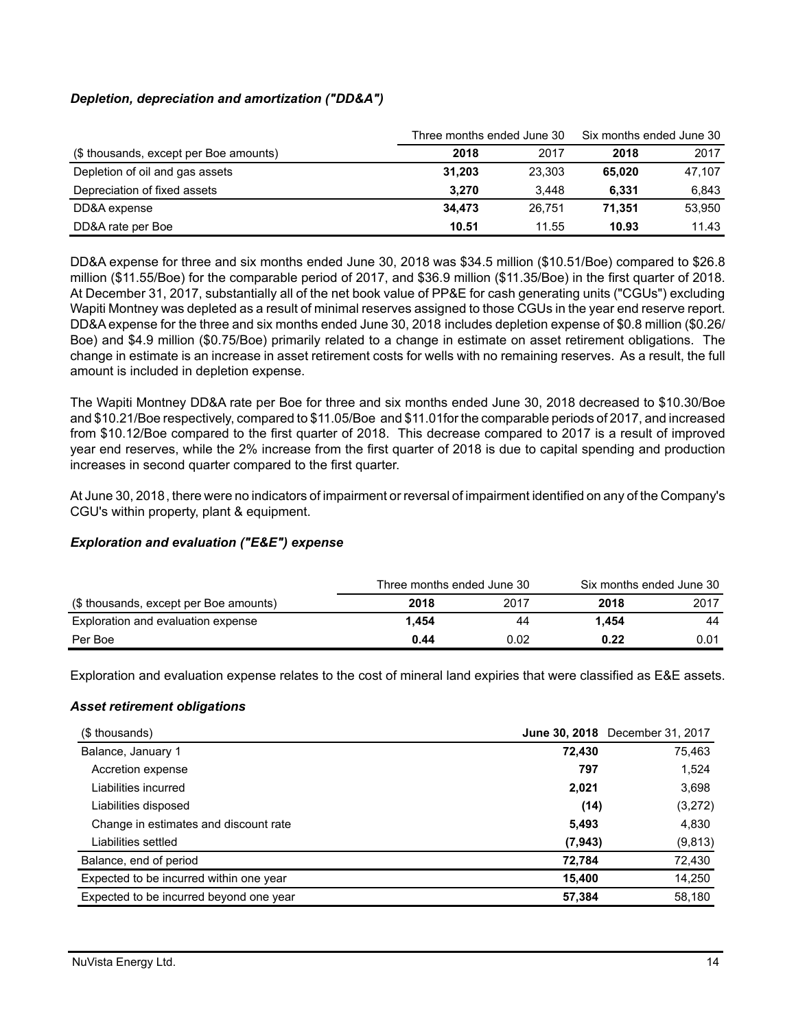### *Depletion, depreciation and amortization ("DD&A")*

| | Three months ended June 30 | | Six months ended June 30 | |
|---|---|---|---|---|
| ($ thousands, except per Boe amounts) | **2018** | 2017 | **2018** | 2017 |
| Depletion of oil and gas assets | **31,203** | 23,303 | **65,020** | 47,107 |
| Depreciation of fixed assets | **3,270** | 3,448 | **6,331** | 6,843 |
| DD&A expense | **34,473** | 26,751 | **71,351** | 53,950 |
| DD&A rate per Boe | **10.51** | 11.55 | **10.93** | 11.43 |

DD&A expense for three and six months ended June 30, 2018 was $34.5 million ($10.51/Boe) compared to $26.8 million ($11.55/Boe) for the comparable period of 2017, and $36.9 million ($11.35/Boe) in the first quarter of 2018. At December 31, 2017, substantially all of the net book value of PP&E for cash generating units ("CGUs") excluding Wapiti Montney was depleted as a result of minimal reserves assigned to those CGUs in the year end reserve report. DD&A expense for the three and six months ended June 30, 2018 includes depletion expense of $0.8 million ($0.26/Boe) and $4.9 million ($0.75/Boe) primarily related to a change in estimate on asset retirement obligations. The change in estimate is an increase in asset retirement costs for wells with no remaining reserves. As a result, the full amount is included in depletion expense.

The Wapiti Montney DD&A rate per Boe for three and six months ended June 30, 2018 decreased to $10.30/Boe and $10.21/Boe respectively, compared to $11.05/Boe and $11.01for the comparable periods of 2017, and increased from $10.12/Boe compared to the first quarter of 2018. This decrease compared to 2017 is a result of improved year end reserves, while the 2% increase from the first quarter of 2018 is due to capital spending and production increases in second quarter compared to the first quarter.

At June 30, 2018 , there were no indicators of impairment or reversal of impairment identified on any of the Company's CGU's within property, plant & equipment.

### *Exploration and evaluation ("E&E") expense*

| | Three months ended June 30 | | Six months ended June 30 | |
|---|---|---|---|---|
| ($ thousands, except per Boe amounts) | **2018** | 2017 | **2018** | 2017 |
| Exploration and evaluation expense | **1,454** | 44 | **1,454** | 44 |
| Per Boe | **0.44** | 0.02 | **0.22** | 0.01 |

Exploration and evaluation expense relates to the cost of mineral land expiries that were classified as E&E assets.

### *Asset retirement obligations*

| ($ thousands) | **June 30, 2018** | December 31, 2017 |
|---|---|---|
| Balance, January 1 | **72,430** | 75,463 |
| Accretion expense | **797** | 1,524 |
| Liabilities incurred | **2,021** | 3,698 |
| Liabilities disposed | **(14)** | (3,272) |
| Change in estimates and discount rate | **5,493** | 4,830 |
| Liabilities settled | **(7,943)** | (9,813) |
| Balance, end of period | **72,784** | 72,430 |
| Expected to be incurred within one year | **15,400** | 14,250 |
| Expected to be incurred beyond one year | **57,384** | 58,180 |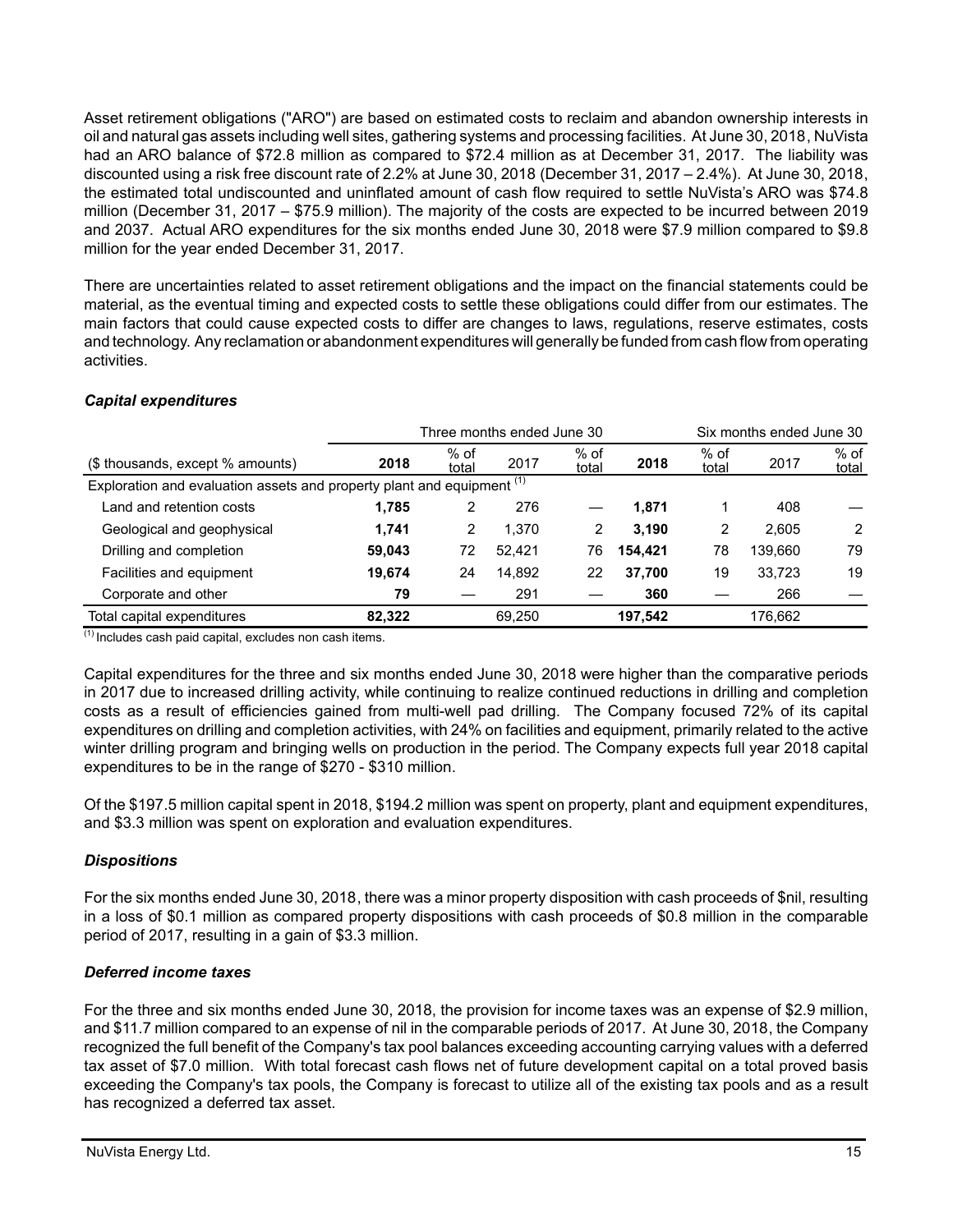Asset retirement obligations ("ARO") are based on estimated costs to reclaim and abandon ownership interests in oil and natural gas assets including well sites, gathering systems and processing facilities. At June 30, 2018, NuVista had an ARO balance of $72.8 million as compared to $72.4 million as at December 31, 2017. The liability was discounted using a risk free discount rate of 2.2% at June 30, 2018 (December 31, 2017 – 2.4%). At June 30, 2018, the estimated total undiscounted and uninflated amount of cash flow required to settle NuVista's ARO was $74.8 million (December 31, 2017 – $75.9 million). The majority of the costs are expected to be incurred between 2019 and 2037. Actual ARO expenditures for the six months ended June 30, 2018 were $7.9 million compared to $9.8 million for the year ended December 31, 2017.

There are uncertainties related to asset retirement obligations and the impact on the financial statements could be material, as the eventual timing and expected costs to settle these obligations could differ from our estimates. The main factors that could cause expected costs to differ are changes to laws, regulations, reserve estimates, costs and technology. Any reclamation or abandonment expenditures will generally be funded from cash flow from operating activities.

### *Capital expenditures*

| | Three months ended June 30 | | | | Six months ended June 30 | | | |
|---|---|---|---|---|---|---|---|---|
| ($ thousands, except % amounts) | **2018** | % of total | 2017 | % of total | **2018** | % of total | 2017 | % of total |
| Exploration and evaluation assets and property plant and equipment [(1)] | | | | | | | | |
| Land and retention costs | **1,785** | 2 | 276 | — | **1,871** | 1 | 408 | — |
| Geological and geophysical | **1,741** | 2 | 1,370 | 2 | **3,190** | 2 | 2,605 | 2 |
| Drilling and completion | **59,043** | 72 | 52,421 | 76 | **154,421** | 78 | 139,660 | 79 |
| Facilities and equipment | **19,674** | 24 | 14,892 | 22 | **37,700** | 19 | 33,723 | 19 |
| Corporate and other | **79** | — | 291 | — | **360** | — | 266 | — |
| Total capital expenditures | **82,322** | | 69,250 | | **197,542** | | 176,662 | |

[(1)] Includes cash paid capital, excludes non cash items.

Capital expenditures for the three and six months ended June 30, 2018 were higher than the comparative periods in 2017 due to increased drilling activity, while continuing to realize continued reductions in drilling and completion costs as a result of efficiencies gained from multi-well pad drilling. The Company focused 72% of its capital expenditures on drilling and completion activities, with 24% on facilities and equipment, primarily related to the active winter drilling program and bringing wells on production in the period. The Company expects full year 2018 capital expenditures to be in the range of $270 - $310 million.

Of the $197.5 million capital spent in 2018, $194.2 million was spent on property, plant and equipment expenditures, and $3.3 million was spent on exploration and evaluation expenditures.

### *Dispositions*

For the six months ended June 30, 2018, there was a minor property disposition with cash proceeds of $nil, resulting in a loss of $0.1 million as compared property dispositions with cash proceeds of $0.8 million in the comparable period of 2017, resulting in a gain of $3.3 million.

### *Deferred income taxes*

For the three and six months ended June 30, 2018, the provision for income taxes was an expense of $2.9 million, and $11.7 million compared to an expense of nil in the comparable periods of 2017. At June 30, 2018, the Company recognized the full benefit of the Company's tax pool balances exceeding accounting carrying values with a deferred tax asset of $7.0 million. With total forecast cash flows net of future development capital on a total proved basis exceeding the Company's tax pools, the Company is forecast to utilize all of the existing tax pools and as a result has recognized a deferred tax asset.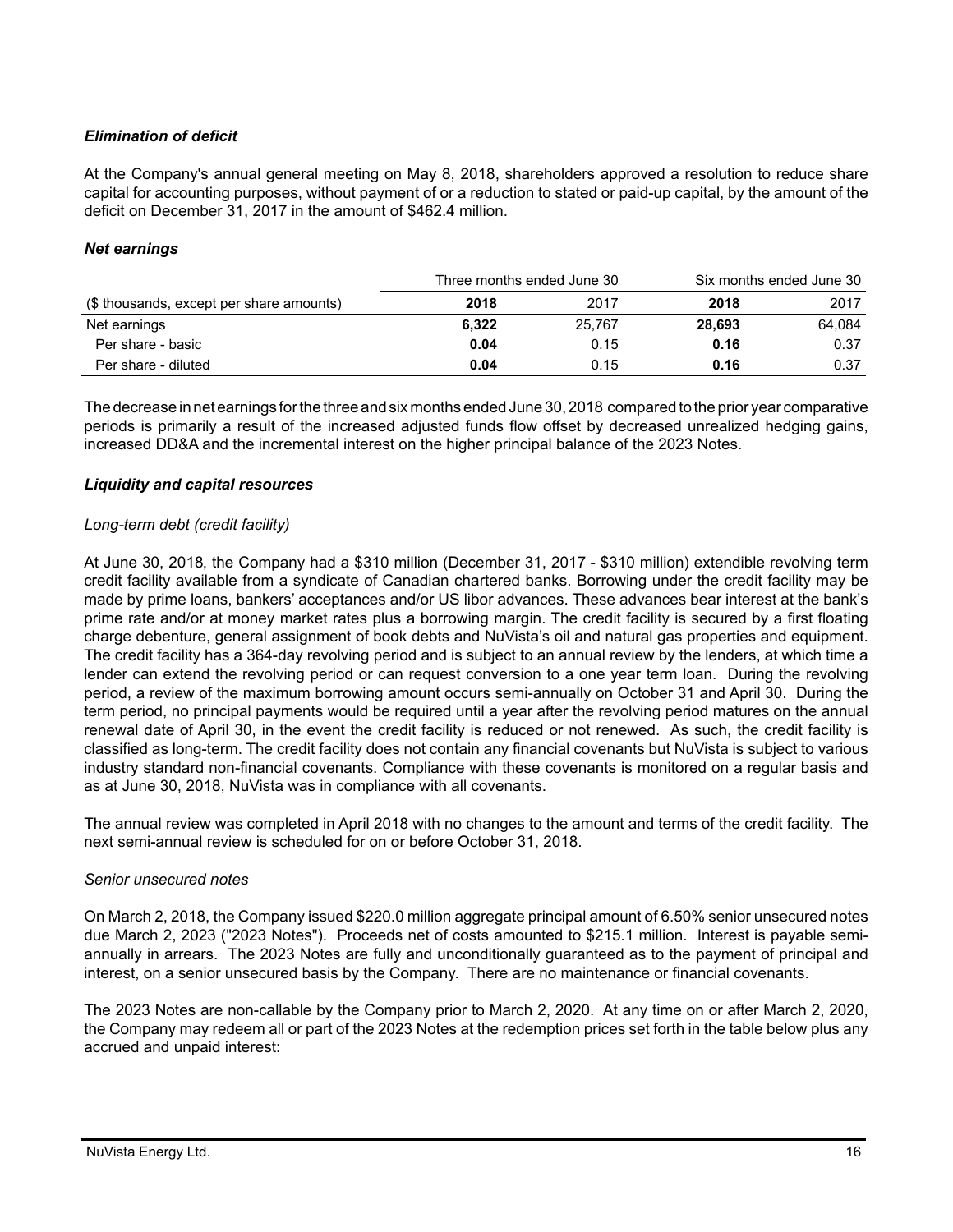### *Elimination of deficit*

At the Company's annual general meeting on May 8, 2018, shareholders approved a resolution to reduce share capital for accounting purposes, without payment of or a reduction to stated or paid-up capital, by the amount of the deficit on December 31, 2017 in the amount of $462.4 million.

### *Net earnings*

| | Three months ended June 30 | | Six months ended June 30 | |
|---|---|---|---|---|
| ($ thousands, except per share amounts) | **2018** | 2017 | **2018** | 2017 |
| Net earnings | **6,322** | 25,767 | **28,693** | 64,084 |
| Per share - basic | **0.04** | 0.15 | **0.16** | 0.37 |
| Per share - diluted | **0.04** | 0.15 | **0.16** | 0.37 |

The decrease in net earnings for the three and six months ended June 30, 2018 compared to the prior year comparative periods is primarily a result of the increased adjusted funds flow offset by decreased unrealized hedging gains, increased DD&A and the incremental interest on the higher principal balance of the 2023 Notes.

### *Liquidity and capital resources*

*Long-term debt (credit facility)*

At June 30, 2018, the Company had a $310 million (December 31, 2017 - $310 million) extendible revolving term credit facility available from a syndicate of Canadian chartered banks. Borrowing under the credit facility may be made by prime loans, bankers' acceptances and/or US libor advances. These advances bear interest at the bank's prime rate and/or at money market rates plus a borrowing margin. The credit facility is secured by a first floating charge debenture, general assignment of book debts and NuVista's oil and natural gas properties and equipment. The credit facility has a 364-day revolving period and is subject to an annual review by the lenders, at which time a lender can extend the revolving period or can request conversion to a one year term loan. During the revolving period, a review of the maximum borrowing amount occurs semi-annually on October 31 and April 30. During the term period, no principal payments would be required until a year after the revolving period matures on the annual renewal date of April 30, in the event the credit facility is reduced or not renewed. As such, the credit facility is classified as long-term. The credit facility does not contain any financial covenants but NuVista is subject to various industry standard non-financial covenants. Compliance with these covenants is monitored on a regular basis and as at June 30, 2018, NuVista was in compliance with all covenants.

The annual review was completed in April 2018 with no changes to the amount and terms of the credit facility. The next semi-annual review is scheduled for on or before October 31, 2018.

*Senior unsecured notes*

On March 2, 2018, the Company issued $220.0 million aggregate principal amount of 6.50% senior unsecured notes due March 2, 2023 ("2023 Notes"). Proceeds net of costs amounted to $215.1 million. Interest is payable semi-annually in arrears. The 2023 Notes are fully and unconditionally guaranteed as to the payment of principal and interest, on a senior unsecured basis by the Company. There are no maintenance or financial covenants.

The 2023 Notes are non-callable by the Company prior to March 2, 2020. At any time on or after March 2, 2020, the Company may redeem all or part of the 2023 Notes at the redemption prices set forth in the table below plus any accrued and unpaid interest: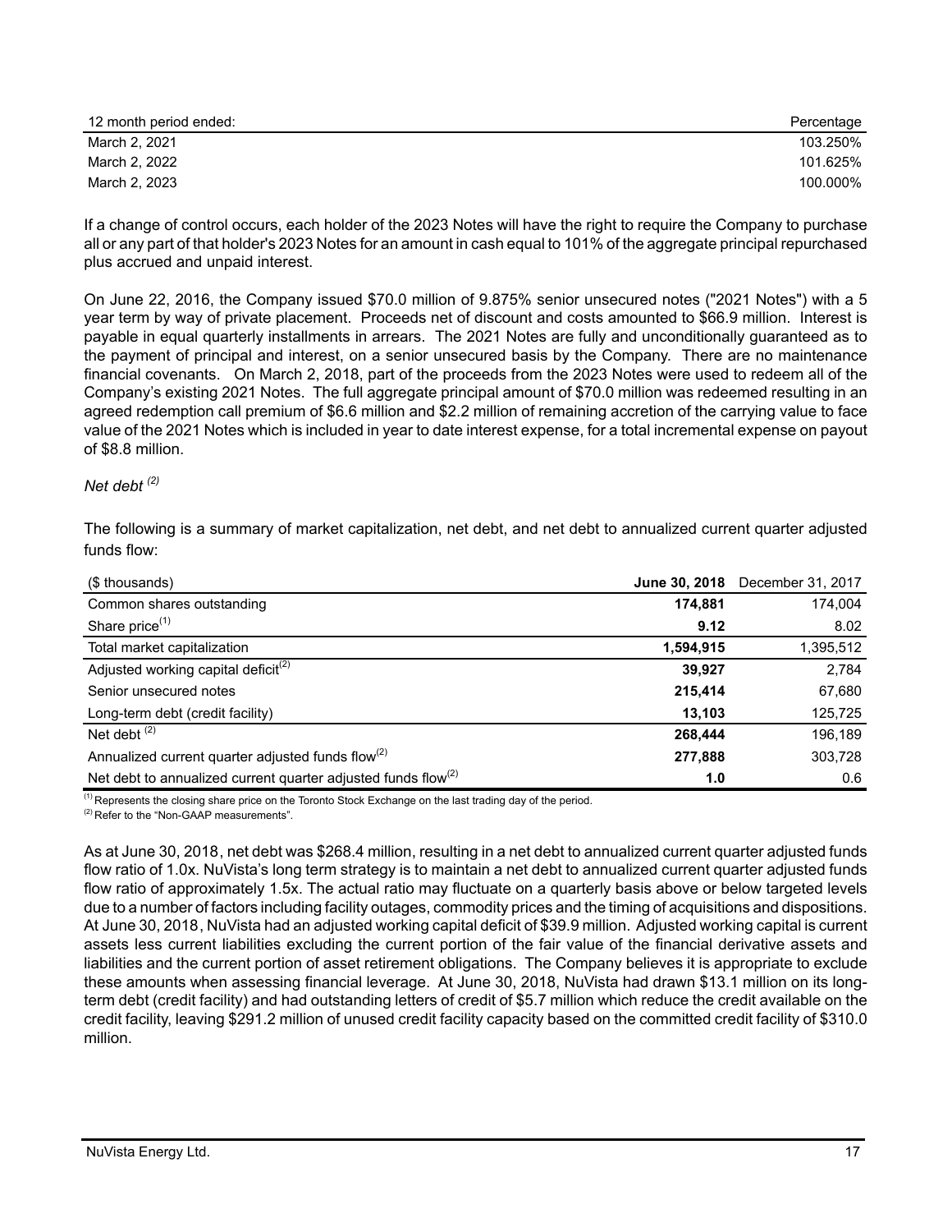| 12 month period ended: | Percentage |
| --- | --- |
| March 2, 2021 | 103.250% |
| March 2, 2022 | 101.625% |
| March 2, 2023 | 100.000% |

If a change of control occurs, each holder of the 2023 Notes will have the right to require the Company to purchase all or any part of that holder's 2023 Notes for an amount in cash equal to 101% of the aggregate principal repurchased plus accrued and unpaid interest.

On June 22, 2016, the Company issued $70.0 million of 9.875% senior unsecured notes ("2021 Notes") with a 5 year term by way of private placement. Proceeds net of discount and costs amounted to $66.9 million. Interest is payable in equal quarterly installments in arrears. The 2021 Notes are fully and unconditionally guaranteed as to the payment of principal and interest, on a senior unsecured basis by the Company. There are no maintenance financial covenants. On March 2, 2018, part of the proceeds from the 2023 Notes were used to redeem all of the Company's existing 2021 Notes. The full aggregate principal amount of $70.0 million was redeemed resulting in an agreed redemption call premium of $6.6 million and $2.2 million of remaining accretion of the carrying value to face value of the 2021 Notes which is included in year to date interest expense, for a total incremental expense on payout of $8.8 million.

*Net debt* (2)

The following is a summary of market capitalization, net debt, and net debt to annualized current quarter adjusted funds flow:

| ($ thousands) | **June 30, 2018** | December 31, 2017 |
| --- | --- | --- |
| Common shares outstanding | **174,881** | 174,004 |
| Share price(1) | **9.12** | 8.02 |
| Total market capitalization | **1,594,915** | 1,395,512 |
| Adjusted working capital deficit(2) | **39,927** | 2,784 |
| Senior unsecured notes | **215,414** | 67,680 |
| Long-term debt (credit facility) | **13,103** | 125,725 |
| Net debt (2) | **268,444** | 196,189 |
| Annualized current quarter adjusted funds flow(2) | **277,888** | 303,728 |
| Net debt to annualized current quarter adjusted funds flow(2) | **1.0** | 0.6 |

(1) Represents the closing share price on the Toronto Stock Exchange on the last trading day of the period.
(2) Refer to the "Non-GAAP measurements".

As at June 30, 2018, net debt was $268.4 million, resulting in a net debt to annualized current quarter adjusted funds flow ratio of 1.0x. NuVista's long term strategy is to maintain a net debt to annualized current quarter adjusted funds flow ratio of approximately 1.5x. The actual ratio may fluctuate on a quarterly basis above or below targeted levels due to a number of factors including facility outages, commodity prices and the timing of acquisitions and dispositions. At June 30, 2018, NuVista had an adjusted working capital deficit of $39.9 million. Adjusted working capital is current assets less current liabilities excluding the current portion of the fair value of the financial derivative assets and liabilities and the current portion of asset retirement obligations. The Company believes it is appropriate to exclude these amounts when assessing financial leverage. At June 30, 2018, NuVista had drawn $13.1 million on its long-term debt (credit facility) and had outstanding letters of credit of $5.7 million which reduce the credit available on the credit facility, leaving $291.2 million of unused credit facility capacity based on the committed credit facility of $310.0 million.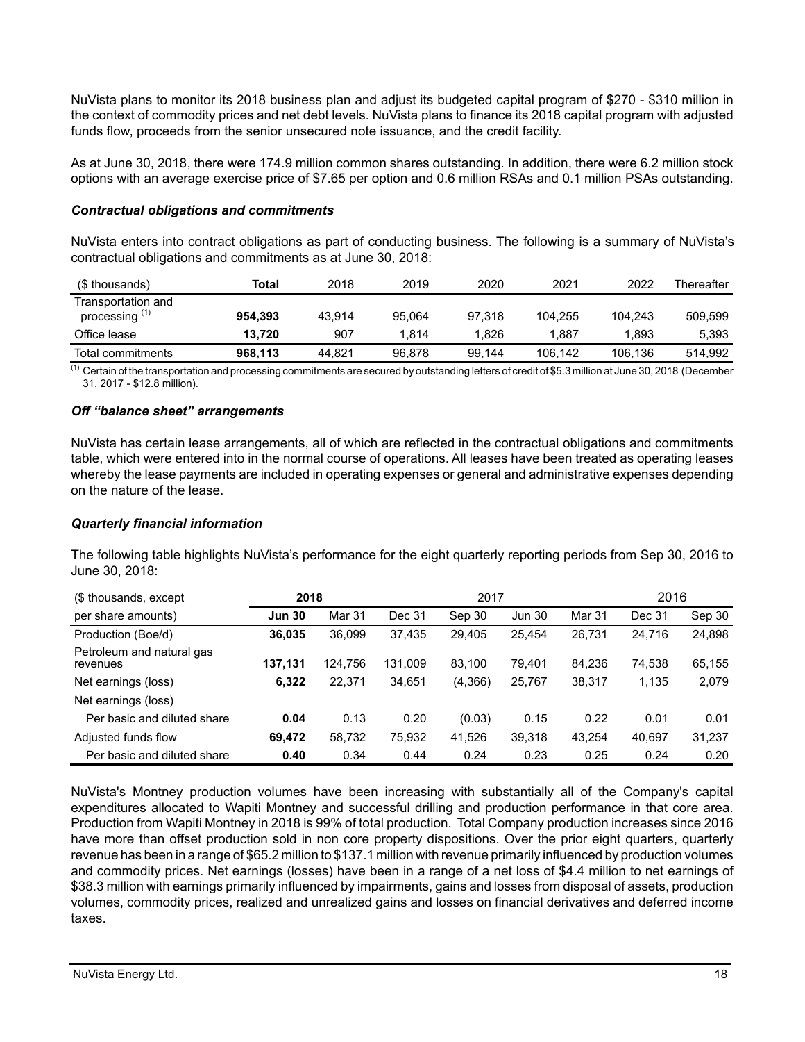NuVista plans to monitor its 2018 business plan and adjust its budgeted capital program of $270 - $310 million in the context of commodity prices and net debt levels. NuVista plans to finance its 2018 capital program with adjusted funds flow, proceeds from the senior unsecured note issuance, and the credit facility.

As at June 30, 2018, there were 174.9 million common shares outstanding. In addition, there were 6.2 million stock options with an average exercise price of $7.65 per option and 0.6 million RSAs and 0.1 million PSAs outstanding.

### *Contractual obligations and commitments*

NuVista enters into contract obligations as part of conducting business. The following is a summary of NuVista's contractual obligations and commitments as at June 30, 2018:

| ($ thousands) | Total | 2018 | 2019 | 2020 | 2021 | 2022 | Thereafter |
|---|---|---|---|---|---|---|---|
| Transportation and processing [1] | **954,393** | 43,914 | 95,064 | 97,318 | 104,255 | 104,243 | 509,599 |
| Office lease | **13,720** | 907 | 1,814 | 1,826 | 1,887 | 1,893 | 5,393 |
| Total commitments | **968,113** | 44,821 | 96,878 | 99,144 | 106,142 | 106,136 | 514,992 |

[1] Certain of the transportation and processing commitments are secured by outstanding letters of credit of $5.3 million at June 30, 2018 (December 31, 2017 - $12.8 million).

### *Off "balance sheet" arrangements*

NuVista has certain lease arrangements, all of which are reflected in the contractual obligations and commitments table, which were entered into in the normal course of operations. All leases have been treated as operating leases whereby the lease payments are included in operating expenses or general and administrative expenses depending on the nature of the lease.

### *Quarterly financial information*

The following table highlights NuVista's performance for the eight quarterly reporting periods from Sep 30, 2016 to June 30, 2018:

| ($ thousands, except | **2018** | | 2017 | | | | 2016 | |
|---|---|---|---|---|---|---|---|---|
| per share amounts) | **Jun 30** | Mar 31 | Dec 31 | Sep 30 | Jun 30 | Mar 31 | Dec 31 | Sep 30 |
| Production (Boe/d) | **36,035** | 36,099 | 37,435 | 29,405 | 25,454 | 26,731 | 24,716 | 24,898 |
| Petroleum and natural gas revenues | **137,131** | 124,756 | 131,009 | 83,100 | 79,401 | 84,236 | 74,538 | 65,155 |
| Net earnings (loss) | **6,322** | 22,371 | 34,651 | (4,366) | 25,767 | 38,317 | 1,135 | 2,079 |
| Net earnings (loss) | | | | | | | | |
| Per basic and diluted share | **0.04** | 0.13 | 0.20 | (0.03) | 0.15 | 0.22 | 0.01 | 0.01 |
| Adjusted funds flow | **69,472** | 58,732 | 75,932 | 41,526 | 39,318 | 43,254 | 40,697 | 31,237 |
| Per basic and diluted share | **0.40** | 0.34 | 0.44 | 0.24 | 0.23 | 0.25 | 0.24 | 0.20 |

NuVista's Montney production volumes have been increasing with substantially all of the Company's capital expenditures allocated to Wapiti Montney and successful drilling and production performance in that core area. Production from Wapiti Montney in 2018 is 99% of total production. Total Company production increases since 2016 have more than offset production sold in non core property dispositions. Over the prior eight quarters, quarterly revenue has been in a range of $65.2 million to $137.1 million with revenue primarily influenced by production volumes and commodity prices. Net earnings (losses) have been in a range of a net loss of $4.4 million to net earnings of $38.3 million with earnings primarily influenced by impairments, gains and losses from disposal of assets, production volumes, commodity prices, realized and unrealized gains and losses on financial derivatives and deferred income taxes.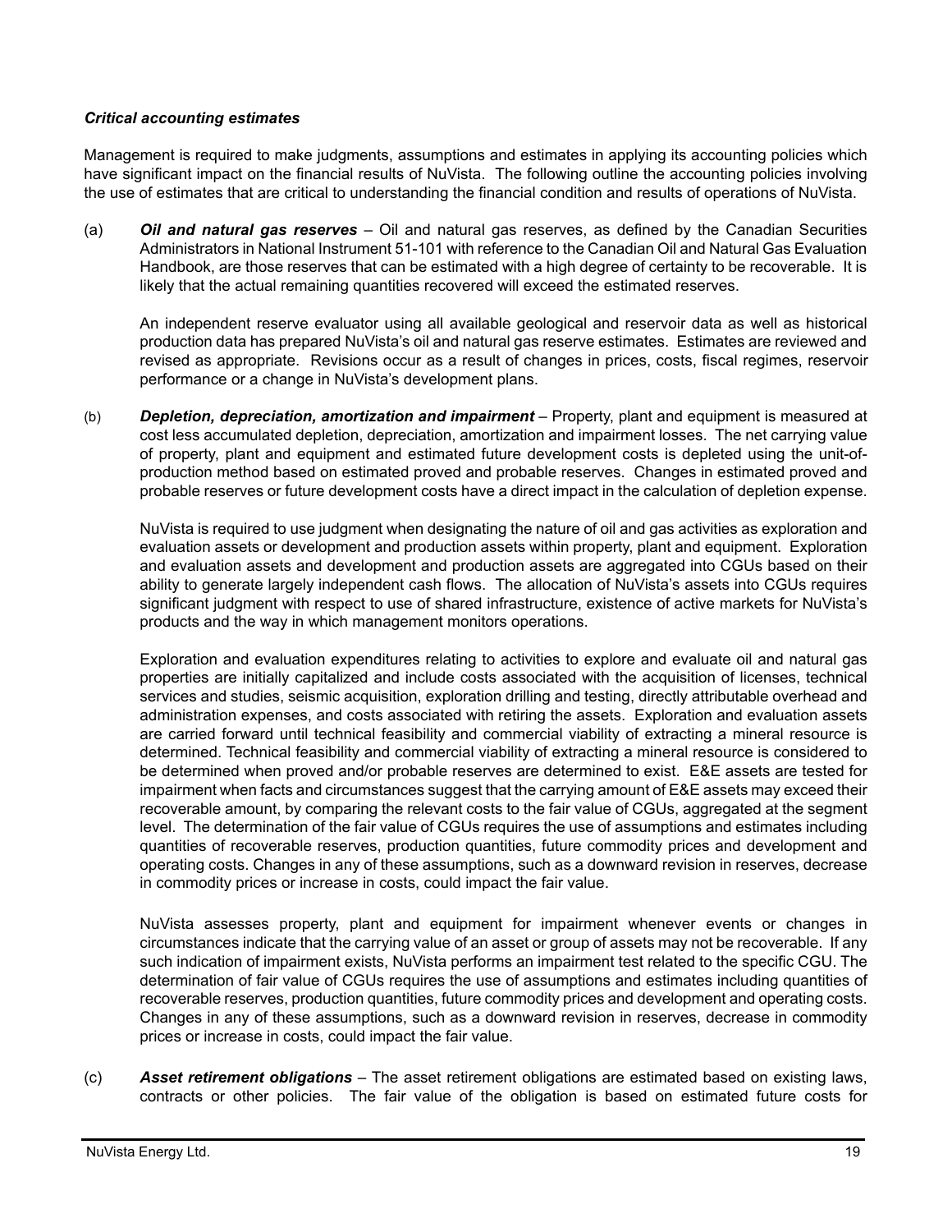***Critical accounting estimates***

Management is required to make judgments, assumptions and estimates in applying its accounting policies which have significant impact on the financial results of NuVista. The following outline the accounting policies involving the use of estimates that are critical to understanding the financial condition and results of operations of NuVista.

(a) ***Oil and natural gas reserves*** – Oil and natural gas reserves, as defined by the Canadian Securities Administrators in National Instrument 51-101 with reference to the Canadian Oil and Natural Gas Evaluation Handbook, are those reserves that can be estimated with a high degree of certainty to be recoverable. It is likely that the actual remaining quantities recovered will exceed the estimated reserves.

An independent reserve evaluator using all available geological and reservoir data as well as historical production data has prepared NuVista's oil and natural gas reserve estimates. Estimates are reviewed and revised as appropriate. Revisions occur as a result of changes in prices, costs, fiscal regimes, reservoir performance or a change in NuVista's development plans.

(b) ***Depletion, depreciation, amortization and impairment*** – Property, plant and equipment is measured at cost less accumulated depletion, depreciation, amortization and impairment losses. The net carrying value of property, plant and equipment and estimated future development costs is depleted using the unit-of-production method based on estimated proved and probable reserves. Changes in estimated proved and probable reserves or future development costs have a direct impact in the calculation of depletion expense.

NuVista is required to use judgment when designating the nature of oil and gas activities as exploration and evaluation assets or development and production assets within property, plant and equipment. Exploration and evaluation assets and development and production assets are aggregated into CGUs based on their ability to generate largely independent cash flows. The allocation of NuVista's assets into CGUs requires significant judgment with respect to use of shared infrastructure, existence of active markets for NuVista's products and the way in which management monitors operations.

Exploration and evaluation expenditures relating to activities to explore and evaluate oil and natural gas properties are initially capitalized and include costs associated with the acquisition of licenses, technical services and studies, seismic acquisition, exploration drilling and testing, directly attributable overhead and administration expenses, and costs associated with retiring the assets. Exploration and evaluation assets are carried forward until technical feasibility and commercial viability of extracting a mineral resource is determined. Technical feasibility and commercial viability of extracting a mineral resource is considered to be determined when proved and/or probable reserves are determined to exist. E&E assets are tested for impairment when facts and circumstances suggest that the carrying amount of E&E assets may exceed their recoverable amount, by comparing the relevant costs to the fair value of CGUs, aggregated at the segment level. The determination of the fair value of CGUs requires the use of assumptions and estimates including quantities of recoverable reserves, production quantities, future commodity prices and development and operating costs. Changes in any of these assumptions, such as a downward revision in reserves, decrease in commodity prices or increase in costs, could impact the fair value.

NuVista assesses property, plant and equipment for impairment whenever events or changes in circumstances indicate that the carrying value of an asset or group of assets may not be recoverable. If any such indication of impairment exists, NuVista performs an impairment test related to the specific CGU. The determination of fair value of CGUs requires the use of assumptions and estimates including quantities of recoverable reserves, production quantities, future commodity prices and development and operating costs. Changes in any of these assumptions, such as a downward revision in reserves, decrease in commodity prices or increase in costs, could impact the fair value.

(c) ***Asset retirement obligations*** – The asset retirement obligations are estimated based on existing laws, contracts or other policies. The fair value of the obligation is based on estimated future costs for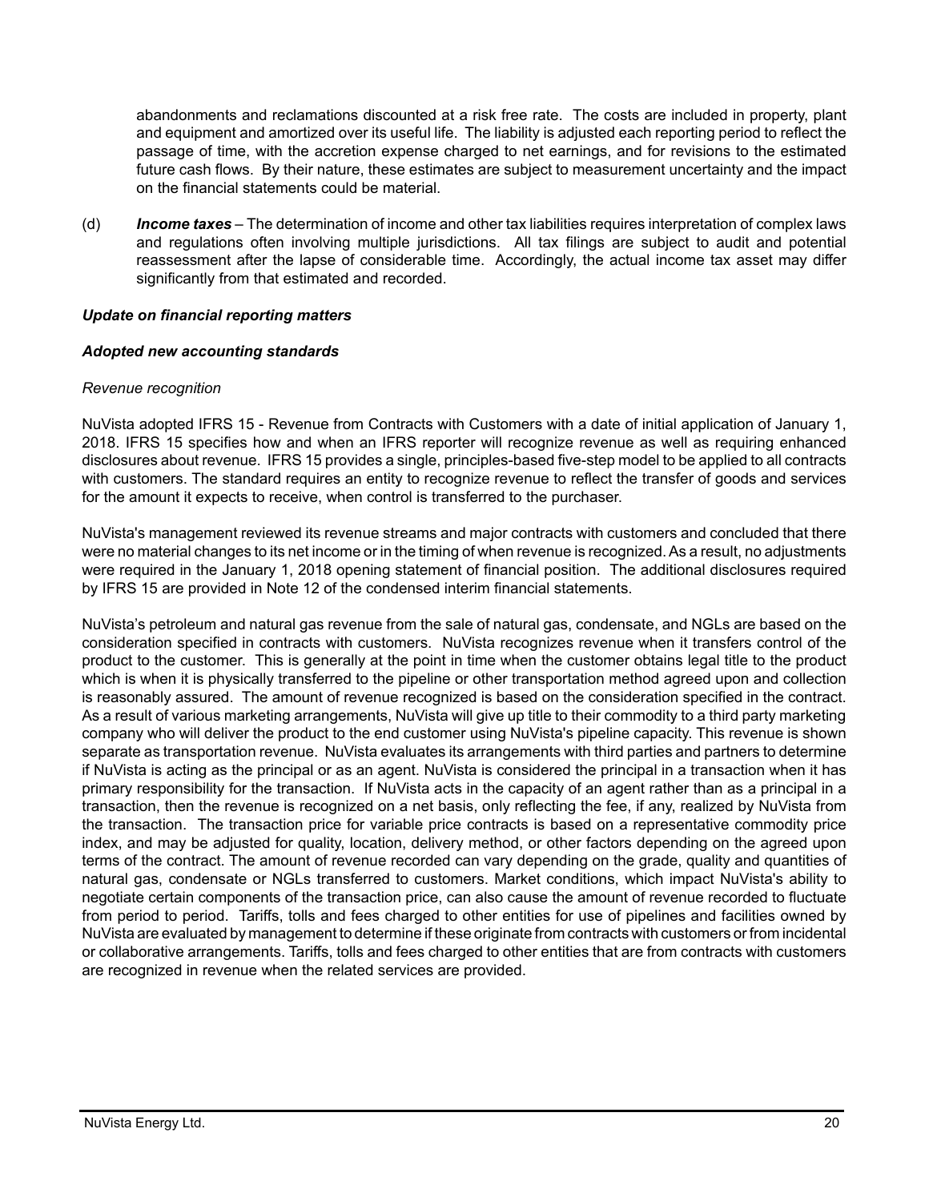abandonments and reclamations discounted at a risk free rate. The costs are included in property, plant and equipment and amortized over its useful life. The liability is adjusted each reporting period to reflect the passage of time, with the accretion expense charged to net earnings, and for revisions to the estimated future cash flows. By their nature, these estimates are subject to measurement uncertainty and the impact on the financial statements could be material.

(d) ***Income taxes*** – The determination of income and other tax liabilities requires interpretation of complex laws and regulations often involving multiple jurisdictions. All tax filings are subject to audit and potential reassessment after the lapse of considerable time. Accordingly, the actual income tax asset may differ significantly from that estimated and recorded.

***Update on financial reporting matters***

***Adopted new accounting standards***

*Revenue recognition*

NuVista adopted IFRS 15 - Revenue from Contracts with Customers with a date of initial application of January 1, 2018. IFRS 15 specifies how and when an IFRS reporter will recognize revenue as well as requiring enhanced disclosures about revenue. IFRS 15 provides a single, principles-based five-step model to be applied to all contracts with customers. The standard requires an entity to recognize revenue to reflect the transfer of goods and services for the amount it expects to receive, when control is transferred to the purchaser.

NuVista's management reviewed its revenue streams and major contracts with customers and concluded that there were no material changes to its net income or in the timing of when revenue is recognized. As a result, no adjustments were required in the January 1, 2018 opening statement of financial position. The additional disclosures required by IFRS 15 are provided in Note 12 of the condensed interim financial statements.

NuVista's petroleum and natural gas revenue from the sale of natural gas, condensate, and NGLs are based on the consideration specified in contracts with customers. NuVista recognizes revenue when it transfers control of the product to the customer. This is generally at the point in time when the customer obtains legal title to the product which is when it is physically transferred to the pipeline or other transportation method agreed upon and collection is reasonably assured. The amount of revenue recognized is based on the consideration specified in the contract. As a result of various marketing arrangements, NuVista will give up title to their commodity to a third party marketing company who will deliver the product to the end customer using NuVista's pipeline capacity. This revenue is shown separate as transportation revenue. NuVista evaluates its arrangements with third parties and partners to determine if NuVista is acting as the principal or as an agent. NuVista is considered the principal in a transaction when it has primary responsibility for the transaction. If NuVista acts in the capacity of an agent rather than as a principal in a transaction, then the revenue is recognized on a net basis, only reflecting the fee, if any, realized by NuVista from the transaction. The transaction price for variable price contracts is based on a representative commodity price index, and may be adjusted for quality, location, delivery method, or other factors depending on the agreed upon terms of the contract. The amount of revenue recorded can vary depending on the grade, quality and quantities of natural gas, condensate or NGLs transferred to customers. Market conditions, which impact NuVista's ability to negotiate certain components of the transaction price, can also cause the amount of revenue recorded to fluctuate from period to period. Tariffs, tolls and fees charged to other entities for use of pipelines and facilities owned by NuVista are evaluated by management to determine if these originate from contracts with customers or from incidental or collaborative arrangements. Tariffs, tolls and fees charged to other entities that are from contracts with customers are recognized in revenue when the related services are provided.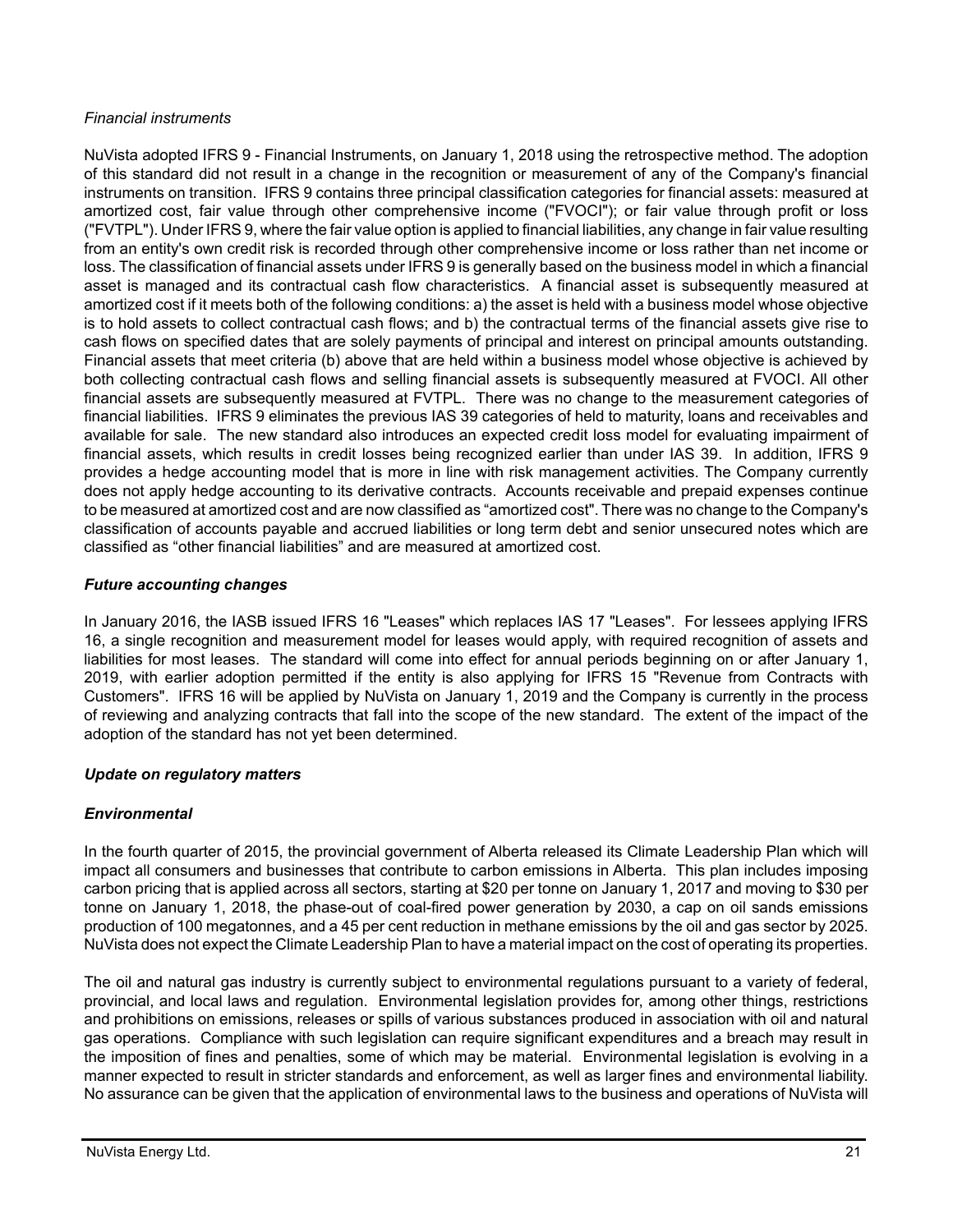*Financial instruments*

NuVista adopted IFRS 9 - Financial Instruments, on January 1, 2018 using the retrospective method. The adoption of this standard did not result in a change in the recognition or measurement of any of the Company's financial instruments on transition. IFRS 9 contains three principal classification categories for financial assets: measured at amortized cost, fair value through other comprehensive income ("FVOCI"); or fair value through profit or loss ("FVTPL"). Under IFRS 9, where the fair value option is applied to financial liabilities, any change in fair value resulting from an entity's own credit risk is recorded through other comprehensive income or loss rather than net income or loss. The classification of financial assets under IFRS 9 is generally based on the business model in which a financial asset is managed and its contractual cash flow characteristics. A financial asset is subsequently measured at amortized cost if it meets both of the following conditions: a) the asset is held with a business model whose objective is to hold assets to collect contractual cash flows; and b) the contractual terms of the financial assets give rise to cash flows on specified dates that are solely payments of principal and interest on principal amounts outstanding. Financial assets that meet criteria (b) above that are held within a business model whose objective is achieved by both collecting contractual cash flows and selling financial assets is subsequently measured at FVOCI. All other financial assets are subsequently measured at FVTPL. There was no change to the measurement categories of financial liabilities. IFRS 9 eliminates the previous IAS 39 categories of held to maturity, loans and receivables and available for sale. The new standard also introduces an expected credit loss model for evaluating impairment of financial assets, which results in credit losses being recognized earlier than under IAS 39. In addition, IFRS 9 provides a hedge accounting model that is more in line with risk management activities. The Company currently does not apply hedge accounting to its derivative contracts. Accounts receivable and prepaid expenses continue to be measured at amortized cost and are now classified as "amortized cost". There was no change to the Company's classification of accounts payable and accrued liabilities or long term debt and senior unsecured notes which are classified as "other financial liabilities" and are measured at amortized cost.

***Future accounting changes***

In January 2016, the IASB issued IFRS 16 "Leases" which replaces IAS 17 "Leases". For lessees applying IFRS 16, a single recognition and measurement model for leases would apply, with required recognition of assets and liabilities for most leases. The standard will come into effect for annual periods beginning on or after January 1, 2019, with earlier adoption permitted if the entity is also applying for IFRS 15 "Revenue from Contracts with Customers". IFRS 16 will be applied by NuVista on January 1, 2019 and the Company is currently in the process of reviewing and analyzing contracts that fall into the scope of the new standard. The extent of the impact of the adoption of the standard has not yet been determined.

***Update on regulatory matters***

***Environmental***

In the fourth quarter of 2015, the provincial government of Alberta released its Climate Leadership Plan which will impact all consumers and businesses that contribute to carbon emissions in Alberta. This plan includes imposing carbon pricing that is applied across all sectors, starting at $20 per tonne on January 1, 2017 and moving to $30 per tonne on January 1, 2018, the phase-out of coal-fired power generation by 2030, a cap on oil sands emissions production of 100 megatonnes, and a 45 per cent reduction in methane emissions by the oil and gas sector by 2025. NuVista does not expect the Climate Leadership Plan to have a material impact on the cost of operating its properties.

The oil and natural gas industry is currently subject to environmental regulations pursuant to a variety of federal, provincial, and local laws and regulation. Environmental legislation provides for, among other things, restrictions and prohibitions on emissions, releases or spills of various substances produced in association with oil and natural gas operations. Compliance with such legislation can require significant expenditures and a breach may result in the imposition of fines and penalties, some of which may be material. Environmental legislation is evolving in a manner expected to result in stricter standards and enforcement, as well as larger fines and environmental liability. No assurance can be given that the application of environmental laws to the business and operations of NuVista will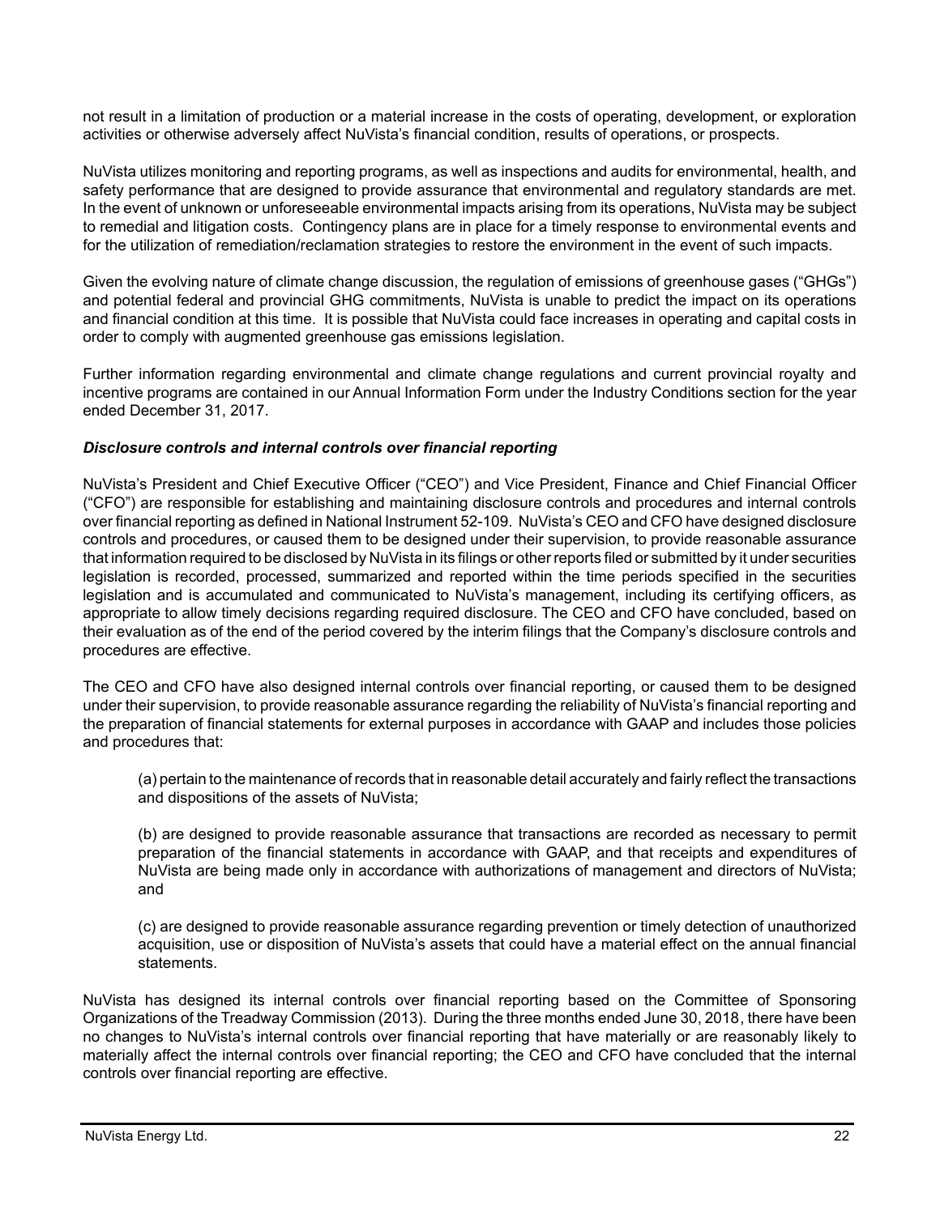not result in a limitation of production or a material increase in the costs of operating, development, or exploration activities or otherwise adversely affect NuVista's financial condition, results of operations, or prospects.

NuVista utilizes monitoring and reporting programs, as well as inspections and audits for environmental, health, and safety performance that are designed to provide assurance that environmental and regulatory standards are met. In the event of unknown or unforeseeable environmental impacts arising from its operations, NuVista may be subject to remedial and litigation costs. Contingency plans are in place for a timely response to environmental events and for the utilization of remediation/reclamation strategies to restore the environment in the event of such impacts.

Given the evolving nature of climate change discussion, the regulation of emissions of greenhouse gases ("GHGs") and potential federal and provincial GHG commitments, NuVista is unable to predict the impact on its operations and financial condition at this time. It is possible that NuVista could face increases in operating and capital costs in order to comply with augmented greenhouse gas emissions legislation.

Further information regarding environmental and climate change regulations and current provincial royalty and incentive programs are contained in our Annual Information Form under the Industry Conditions section for the year ended December 31, 2017.

### *Disclosure controls and internal controls over financial reporting*

NuVista's President and Chief Executive Officer ("CEO") and Vice President, Finance and Chief Financial Officer ("CFO") are responsible for establishing and maintaining disclosure controls and procedures and internal controls over financial reporting as defined in National Instrument 52-109. NuVista's CEO and CFO have designed disclosure controls and procedures, or caused them to be designed under their supervision, to provide reasonable assurance that information required to be disclosed by NuVista in its filings or other reports filed or submitted by it under securities legislation is recorded, processed, summarized and reported within the time periods specified in the securities legislation and is accumulated and communicated to NuVista's management, including its certifying officers, as appropriate to allow timely decisions regarding required disclosure. The CEO and CFO have concluded, based on their evaluation as of the end of the period covered by the interim filings that the Company's disclosure controls and procedures are effective.

The CEO and CFO have also designed internal controls over financial reporting, or caused them to be designed under their supervision, to provide reasonable assurance regarding the reliability of NuVista's financial reporting and the preparation of financial statements for external purposes in accordance with GAAP and includes those policies and procedures that:

(a) pertain to the maintenance of records that in reasonable detail accurately and fairly reflect the transactions and dispositions of the assets of NuVista;

(b) are designed to provide reasonable assurance that transactions are recorded as necessary to permit preparation of the financial statements in accordance with GAAP, and that receipts and expenditures of NuVista are being made only in accordance with authorizations of management and directors of NuVista; and

(c) are designed to provide reasonable assurance regarding prevention or timely detection of unauthorized acquisition, use or disposition of NuVista's assets that could have a material effect on the annual financial statements.

NuVista has designed its internal controls over financial reporting based on the Committee of Sponsoring Organizations of the Treadway Commission (2013). During the three months ended June 30, 2018, there have been no changes to NuVista's internal controls over financial reporting that have materially or are reasonably likely to materially affect the internal controls over financial reporting; the CEO and CFO have concluded that the internal controls over financial reporting are effective.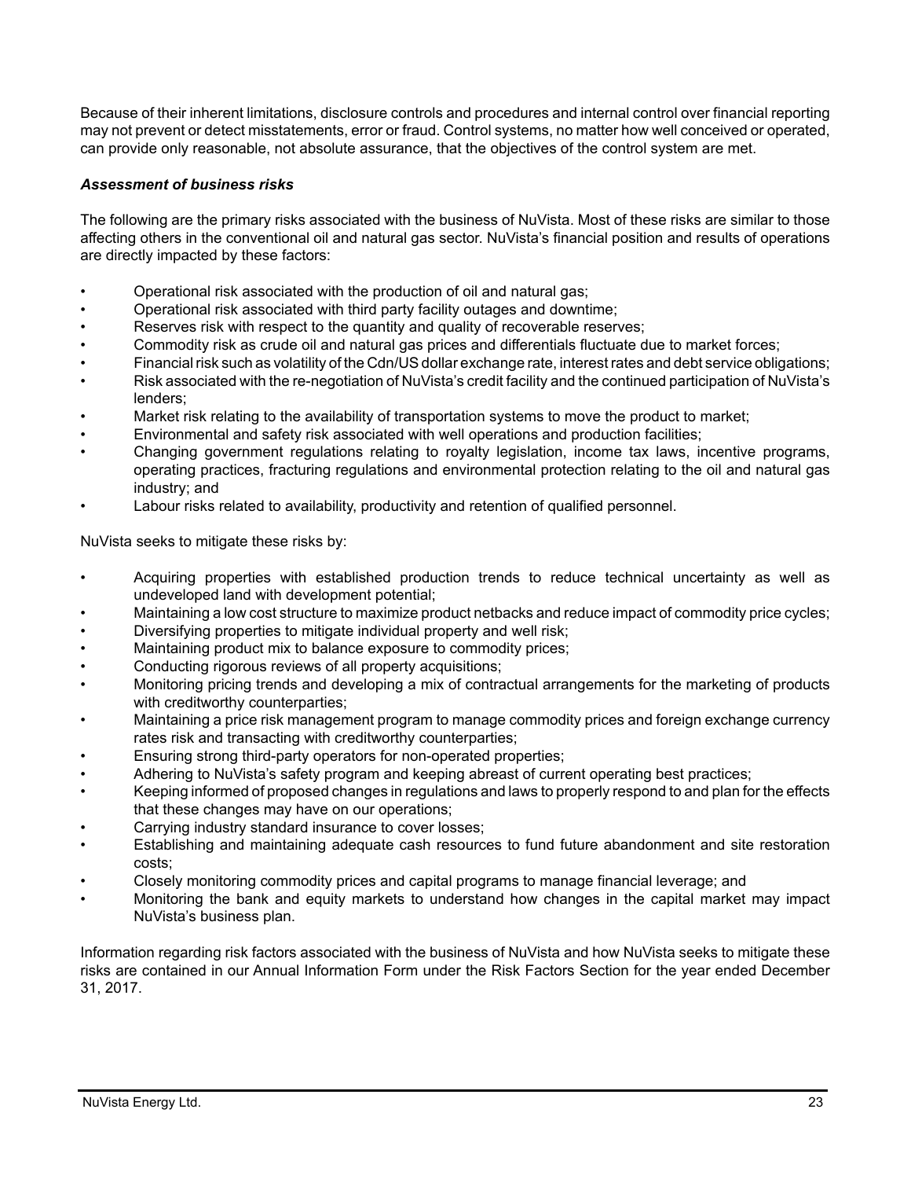Because of their inherent limitations, disclosure controls and procedures and internal control over financial reporting may not prevent or detect misstatements, error or fraud. Control systems, no matter how well conceived or operated, can provide only reasonable, not absolute assurance, that the objectives of the control system are met.

***Assessment of business risks***

The following are the primary risks associated with the business of NuVista. Most of these risks are similar to those affecting others in the conventional oil and natural gas sector. NuVista's financial position and results of operations are directly impacted by these factors:

- Operational risk associated with the production of oil and natural gas;
- Operational risk associated with third party facility outages and downtime;
- Reserves risk with respect to the quantity and quality of recoverable reserves;
- Commodity risk as crude oil and natural gas prices and differentials fluctuate due to market forces;
- Financial risk such as volatility of the Cdn/US dollar exchange rate, interest rates and debt service obligations;
- Risk associated with the re-negotiation of NuVista's credit facility and the continued participation of NuVista's lenders;
- Market risk relating to the availability of transportation systems to move the product to market;
- Environmental and safety risk associated with well operations and production facilities;
- Changing government regulations relating to royalty legislation, income tax laws, incentive programs, operating practices, fracturing regulations and environmental protection relating to the oil and natural gas industry; and
- Labour risks related to availability, productivity and retention of qualified personnel.

NuVista seeks to mitigate these risks by:

- Acquiring properties with established production trends to reduce technical uncertainty as well as undeveloped land with development potential;
- Maintaining a low cost structure to maximize product netbacks and reduce impact of commodity price cycles;
- Diversifying properties to mitigate individual property and well risk;
- Maintaining product mix to balance exposure to commodity prices;
- Conducting rigorous reviews of all property acquisitions;
- Monitoring pricing trends and developing a mix of contractual arrangements for the marketing of products with creditworthy counterparties;
- Maintaining a price risk management program to manage commodity prices and foreign exchange currency rates risk and transacting with creditworthy counterparties;
- Ensuring strong third-party operators for non-operated properties;
- Adhering to NuVista's safety program and keeping abreast of current operating best practices;
- Keeping informed of proposed changes in regulations and laws to properly respond to and plan for the effects that these changes may have on our operations;
- Carrying industry standard insurance to cover losses;
- Establishing and maintaining adequate cash resources to fund future abandonment and site restoration costs;
- Closely monitoring commodity prices and capital programs to manage financial leverage; and
- Monitoring the bank and equity markets to understand how changes in the capital market may impact NuVista's business plan.

Information regarding risk factors associated with the business of NuVista and how NuVista seeks to mitigate these risks are contained in our Annual Information Form under the Risk Factors Section for the year ended December 31, 2017.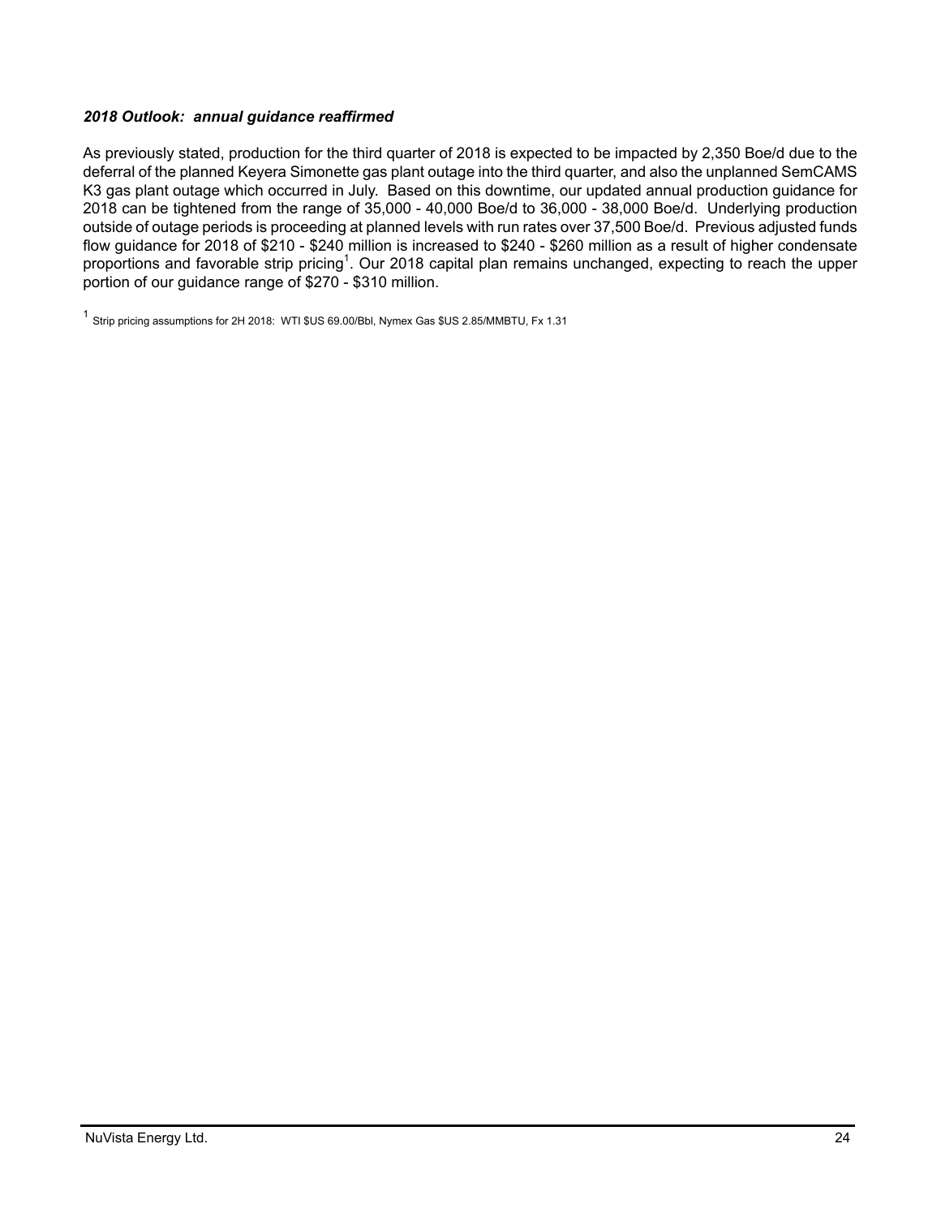### *2018 Outlook: annual guidance reaffirmed*

As previously stated, production for the third quarter of 2018 is expected to be impacted by 2,350 Boe/d due to the deferral of the planned Keyera Simonette gas plant outage into the third quarter, and also the unplanned SemCAMS K3 gas plant outage which occurred in July. Based on this downtime, our updated annual production guidance for 2018 can be tightened from the range of 35,000 - 40,000 Boe/d to 36,000 - 38,000 Boe/d. Underlying production outside of outage periods is proceeding at planned levels with run rates over 37,500 Boe/d. Previous adjusted funds flow guidance for 2018 of $210 - $240 million is increased to $240 - $260 million as a result of higher condensate proportions and favorable strip pricing[1]. Our 2018 capital plan remains unchanged, expecting to reach the upper portion of our guidance range of $270 - $310 million.

[1] Strip pricing assumptions for 2H 2018: WTI $US 69.00/Bbl, Nymex Gas $US 2.85/MMBTU, Fx 1.31